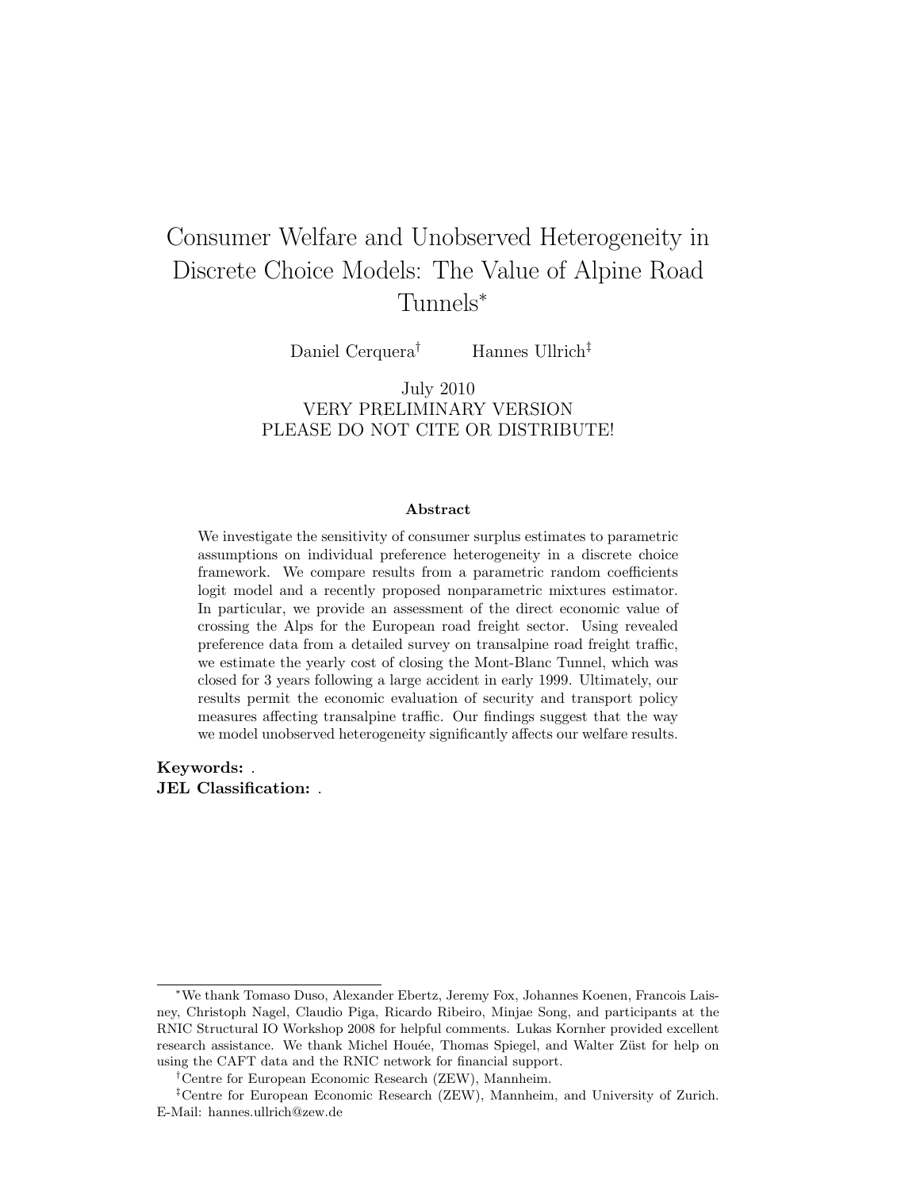# Consumer Welfare and Unobserved Heterogeneity in Discrete Choice Models: The Value of Alpine Road Tunnels*

Daniel Cerquera[†] Hannes Ullrich[‡]

July 2010
VERY PRELIMINARY VERSION
PLEASE DO NOT CITE OR DISTRIBUTE!

**Abstract**

We investigate the sensitivity of consumer surplus estimates to parametric assumptions on individual preference heterogeneity in a discrete choice framework. We compare results from a parametric random coefficients logit model and a recently proposed nonparametric mixtures estimator. In particular, we provide an assessment of the direct economic value of crossing the Alps for the European road freight sector. Using revealed preference data from a detailed survey on transalpine road freight traffic, we estimate the yearly cost of closing the Mont-Blanc Tunnel, which was closed for 3 years following a large accident in early 1999. Ultimately, our results permit the economic evaluation of security and transport policy measures affecting transalpine traffic. Our findings suggest that the way we model unobserved heterogeneity significantly affects our welfare results.

**Keywords:** .
**JEL Classification:** .

---

*We thank Tomaso Duso, Alexander Ebertz, Jeremy Fox, Johannes Koenen, Francois Laisney, Christoph Nagel, Claudio Piga, Ricardo Ribeiro, Minjae Song, and participants at the RNIC Structural IO Workshop 2008 for helpful comments. Lukas Kornher provided excellent research assistance. We thank Michel Houée, Thomas Spiegel, and Walter Züst for help on using the CAFT data and the RNIC network for financial support.

[†]Centre for European Economic Research (ZEW), Mannheim.

[‡]Centre for European Economic Research (ZEW), Mannheim, and University of Zurich. E-Mail: hannes.ullrich@zew.de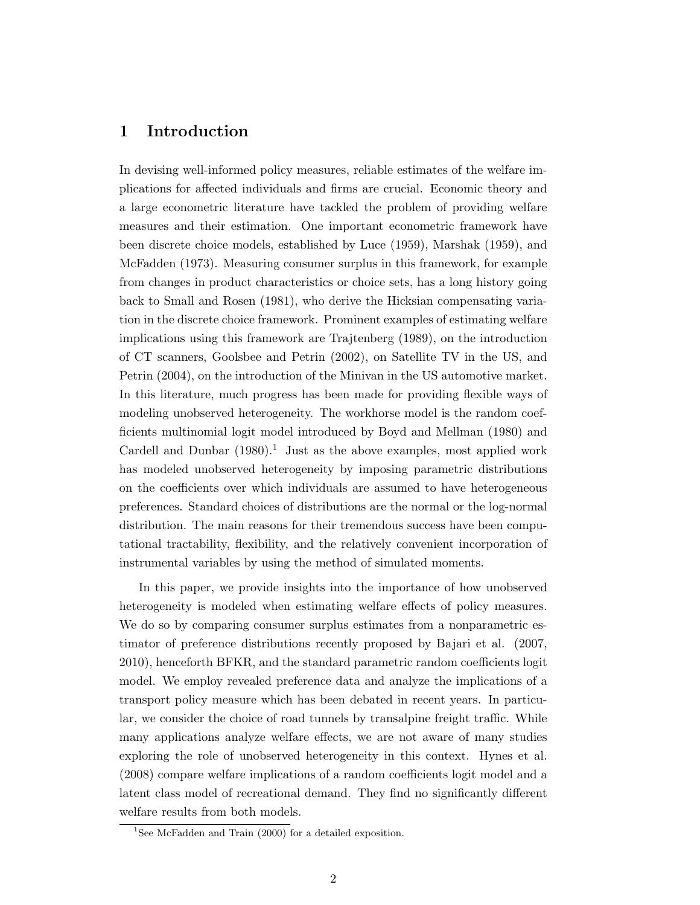## 1 Introduction

In devising well-informed policy measures, reliable estimates of the welfare implications for affected individuals and firms are crucial. Economic theory and a large econometric literature have tackled the problem of providing welfare measures and their estimation. One important econometric framework have been discrete choice models, established by Luce (1959), Marshak (1959), and McFadden (1973). Measuring consumer surplus in this framework, for example from changes in product characteristics or choice sets, has a long history going back to Small and Rosen (1981), who derive the Hicksian compensating variation in the discrete choice framework. Prominent examples of estimating welfare implications using this framework are Trajtenberg (1989), on the introduction of CT scanners, Goolsbee and Petrin (2002), on Satellite TV in the US, and Petrin (2004), on the introduction of the Minivan in the US automotive market. In this literature, much progress has been made for providing flexible ways of modeling unobserved heterogeneity. The workhorse model is the random coefficients multinomial logit model introduced by Boyd and Mellman (1980) and Cardell and Dunbar (1980).[1] Just as the above examples, most applied work has modeled unobserved heterogeneity by imposing parametric distributions on the coefficients over which individuals are assumed to have heterogeneous preferences. Standard choices of distributions are the normal or the log-normal distribution. The main reasons for their tremendous success have been computational tractability, flexibility, and the relatively convenient incorporation of instrumental variables by using the method of simulated moments.

In this paper, we provide insights into the importance of how unobserved heterogeneity is modeled when estimating welfare effects of policy measures. We do so by comparing consumer surplus estimates from a nonparametric estimator of preference distributions recently proposed by Bajari et al. (2007, 2010), henceforth BFKR, and the standard parametric random coefficients logit model. We employ revealed preference data and analyze the implications of a transport policy measure which has been debated in recent years. In particular, we consider the choice of road tunnels by transalpine freight traffic. While many applications analyze welfare effects, we are not aware of many studies exploring the role of unobserved heterogeneity in this context. Hynes et al. (2008) compare welfare implications of a random coefficients logit model and a latent class model of recreational demand. They find no significantly different welfare results from both models.

[1] See McFadden and Train (2000) for a detailed exposition.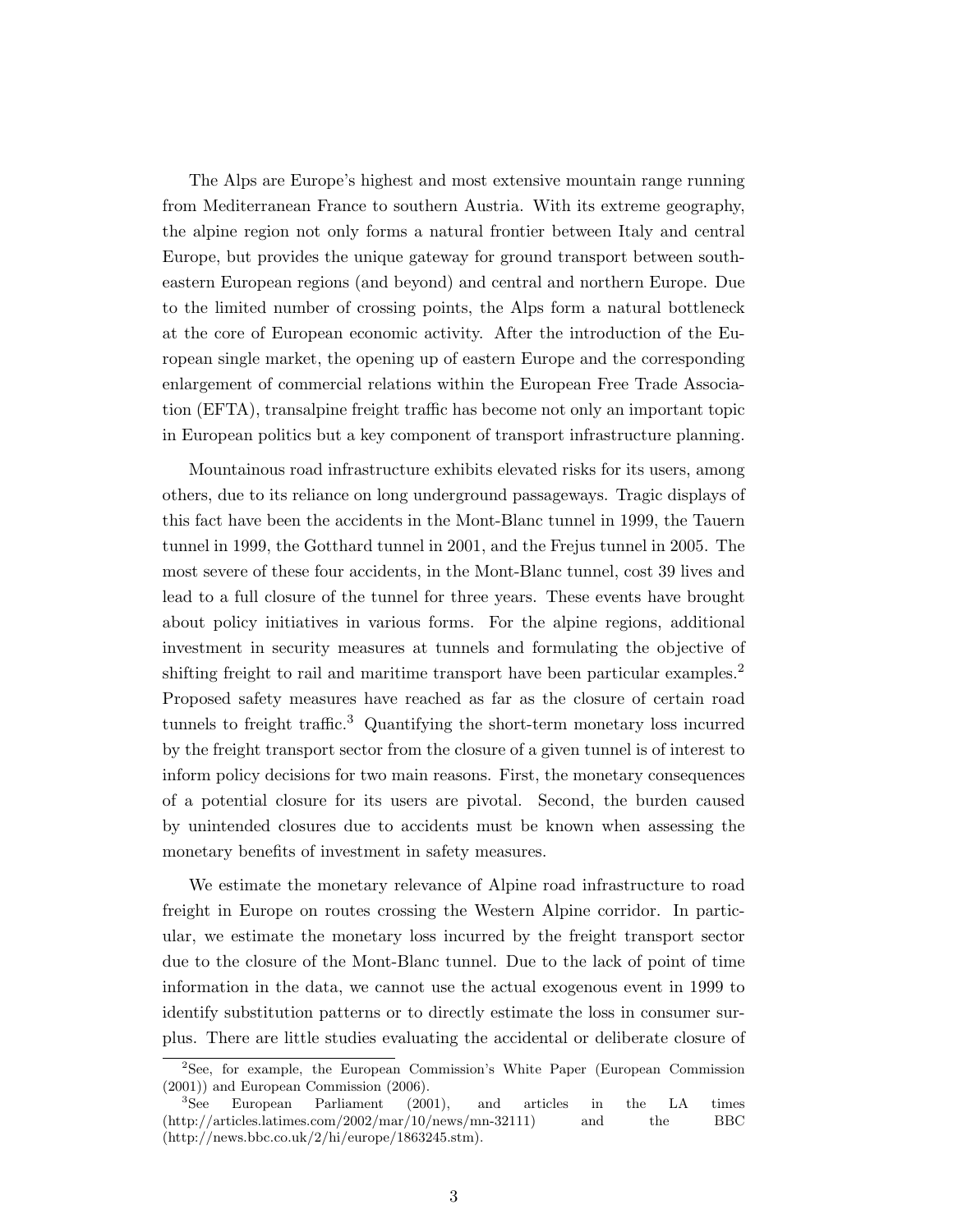The Alps are Europe's highest and most extensive mountain range running from Mediterranean France to southern Austria. With its extreme geography, the alpine region not only forms a natural frontier between Italy and central Europe, but provides the unique gateway for ground transport between south-eastern European regions (and beyond) and central and northern Europe. Due to the limited number of crossing points, the Alps form a natural bottleneck at the core of European economic activity. After the introduction of the European single market, the opening up of eastern Europe and the corresponding enlargement of commercial relations within the European Free Trade Association (EFTA), transalpine freight traffic has become not only an important topic in European politics but a key component of transport infrastructure planning.

Mountainous road infrastructure exhibits elevated risks for its users, among others, due to its reliance on long underground passageways. Tragic displays of this fact have been the accidents in the Mont-Blanc tunnel in 1999, the Tauern tunnel in 1999, the Gotthard tunnel in 2001, and the Frejus tunnel in 2005. The most severe of these four accidents, in the Mont-Blanc tunnel, cost 39 lives and lead to a full closure of the tunnel for three years. These events have brought about policy initiatives in various forms. For the alpine regions, additional investment in security measures at tunnels and formulating the objective of shifting freight to rail and maritime transport have been particular examples.[2] Proposed safety measures have reached as far as the closure of certain road tunnels to freight traffic.[3] Quantifying the short-term monetary loss incurred by the freight transport sector from the closure of a given tunnel is of interest to inform policy decisions for two main reasons. First, the monetary consequences of a potential closure for its users are pivotal. Second, the burden caused by unintended closures due to accidents must be known when assessing the monetary benefits of investment in safety measures.

We estimate the monetary relevance of Alpine road infrastructure to road freight in Europe on routes crossing the Western Alpine corridor. In particular, we estimate the monetary loss incurred by the freight transport sector due to the closure of the Mont-Blanc tunnel. Due to the lack of point of time information in the data, we cannot use the actual exogenous event in 1999 to identify substitution patterns or to directly estimate the loss in consumer surplus. There are little studies evaluating the accidental or deliberate closure of

[2] See, for example, the European Commission's White Paper (European Commission (2001)) and European Commission (2006).

[3] See European Parliament (2001), and articles in the LA times (http://articles.latimes.com/2002/mar/10/news/mn-32111) and the BBC (http://news.bbc.co.uk/2/hi/europe/1863245.stm).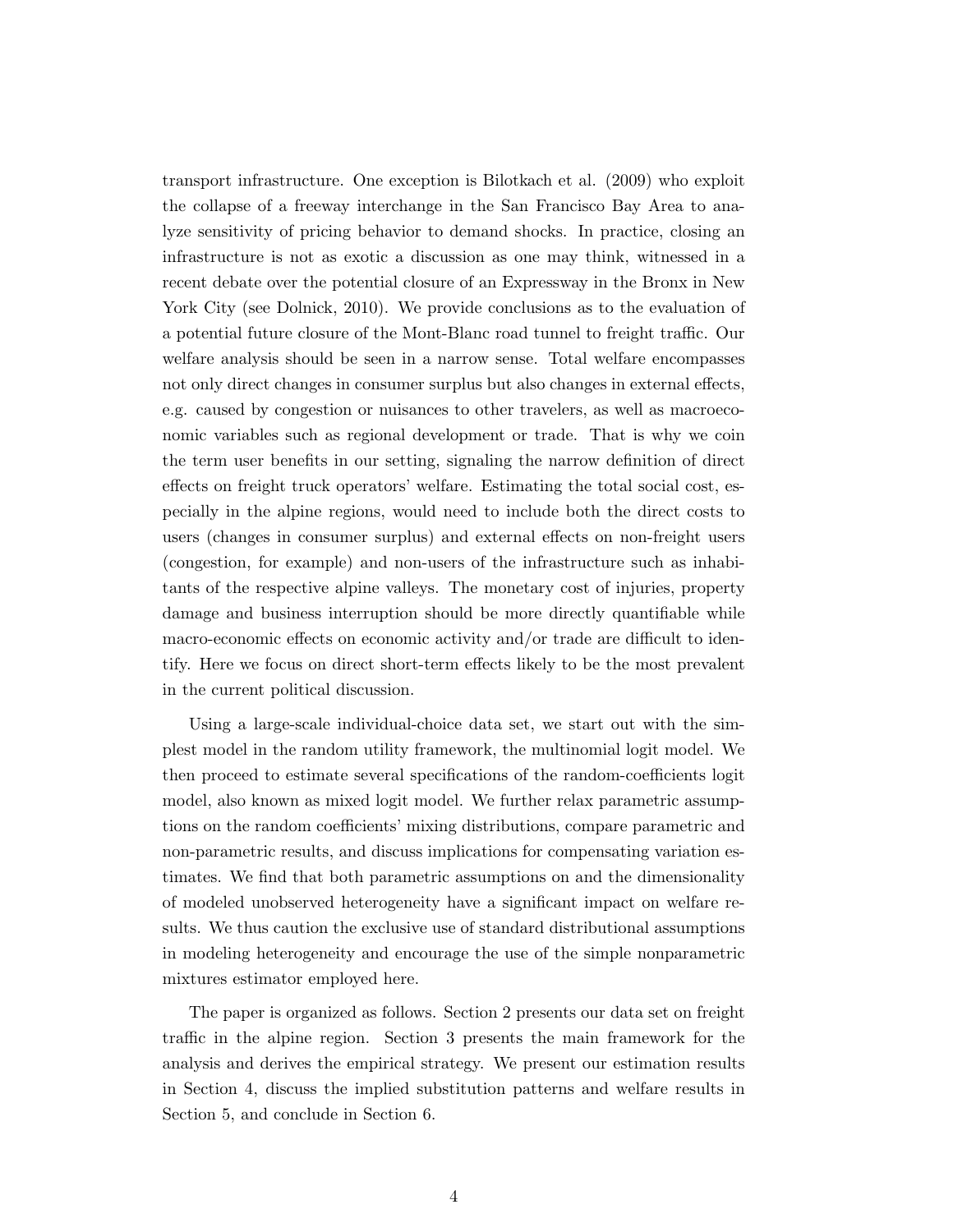transport infrastructure. One exception is Bilotkach et al. (2009) who exploit the collapse of a freeway interchange in the San Francisco Bay Area to analyze sensitivity of pricing behavior to demand shocks. In practice, closing an infrastructure is not as exotic a discussion as one may think, witnessed in a recent debate over the potential closure of an Expressway in the Bronx in New York City (see Dolnick, 2010). We provide conclusions as to the evaluation of a potential future closure of the Mont-Blanc road tunnel to freight traffic. Our welfare analysis should be seen in a narrow sense. Total welfare encompasses not only direct changes in consumer surplus but also changes in external effects, e.g. caused by congestion or nuisances to other travelers, as well as macroeconomic variables such as regional development or trade. That is why we coin the term user benefits in our setting, signaling the narrow definition of direct effects on freight truck operators' welfare. Estimating the total social cost, especially in the alpine regions, would need to include both the direct costs to users (changes in consumer surplus) and external effects on non-freight users (congestion, for example) and non-users of the infrastructure such as inhabitants of the respective alpine valleys. The monetary cost of injuries, property damage and business interruption should be more directly quantifiable while macro-economic effects on economic activity and/or trade are difficult to identify. Here we focus on direct short-term effects likely to be the most prevalent in the current political discussion.

Using a large-scale individual-choice data set, we start out with the simplest model in the random utility framework, the multinomial logit model. We then proceed to estimate several specifications of the random-coefficients logit model, also known as mixed logit model. We further relax parametric assumptions on the random coefficients' mixing distributions, compare parametric and non-parametric results, and discuss implications for compensating variation estimates. We find that both parametric assumptions on and the dimensionality of modeled unobserved heterogeneity have a significant impact on welfare results. We thus caution the exclusive use of standard distributional assumptions in modeling heterogeneity and encourage the use of the simple nonparametric mixtures estimator employed here.

The paper is organized as follows. Section 2 presents our data set on freight traffic in the alpine region. Section 3 presents the main framework for the analysis and derives the empirical strategy. We present our estimation results in Section 4, discuss the implied substitution patterns and welfare results in Section 5, and conclude in Section 6.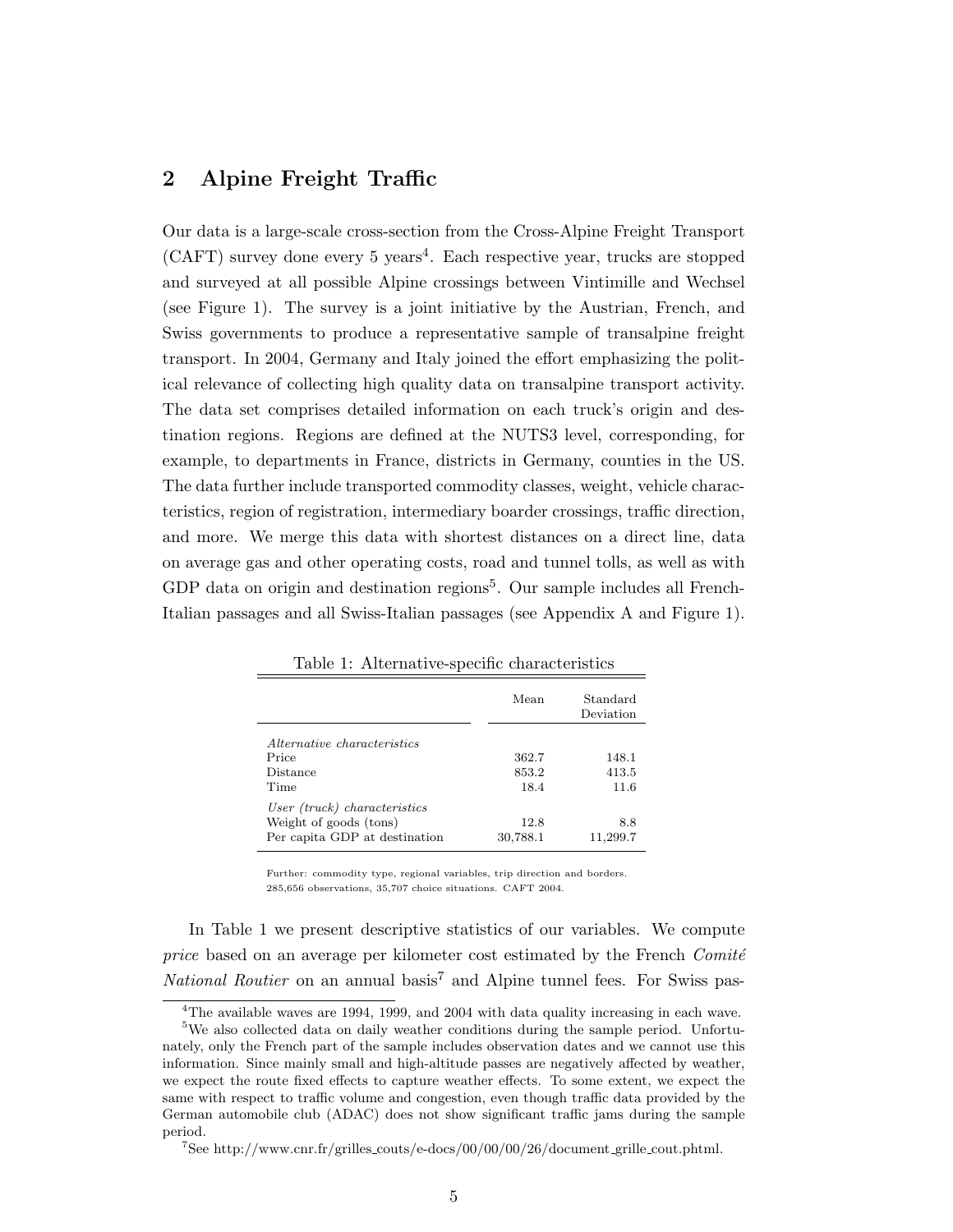## 2 Alpine Freight Traffic

Our data is a large-scale cross-section from the Cross-Alpine Freight Transport (CAFT) survey done every 5 years[4]. Each respective year, trucks are stopped and surveyed at all possible Alpine crossings between Vintimille and Wechsel (see Figure 1). The survey is a joint initiative by the Austrian, French, and Swiss governments to produce a representative sample of transalpine freight transport. In 2004, Germany and Italy joined the effort emphasizing the political relevance of collecting high quality data on transalpine transport activity. The data set comprises detailed information on each truck's origin and destination regions. Regions are defined at the NUTS3 level, corresponding, for example, to departments in France, districts in Germany, counties in the US. The data further include transported commodity classes, weight, vehicle characteristics, region of registration, intermediary boarder crossings, traffic direction, and more. We merge this data with shortest distances on a direct line, data on average gas and other operating costs, road and tunnel tolls, as well as with GDP data on origin and destination regions[5]. Our sample includes all French-Italian passages and all Swiss-Italian passages (see Appendix A and Figure 1).

Table 1: Alternative-specific characteristics

| | Mean | Standard Deviation |
|---|---|---|
| *Alternative characteristics* | | |
| Price | 362.7 | 148.1 |
| Distance | 853.2 | 413.5 |
| Time | 18.4 | 11.6 |
| *User (truck) characteristics* | | |
| Weight of goods (tons) | 12.8 | 8.8 |
| Per capita GDP at destination | 30,788.1 | 11,299.7 |

Further: commodity type, regional variables, trip direction and borders. 285,656 observations, 35,707 choice situations. CAFT 2004.

In Table 1 we present descriptive statistics of our variables. We compute *price* based on an average per kilometer cost estimated by the French *Comité National Routier* on an annual basis[7] and Alpine tunnel fees. For Swiss pas-

[4]The available waves are 1994, 1999, and 2004 with data quality increasing in each wave.

[5]We also collected data on daily weather conditions during the sample period. Unfortunately, only the French part of the sample includes observation dates and we cannot use this information. Since mainly small and high-altitude passes are negatively affected by weather, we expect the route fixed effects to capture weather effects. To some extent, we expect the same with respect to traffic volume and congestion, even though traffic data provided by the German automobile club (ADAC) does not show significant traffic jams during the sample period.

[7]See http://www.cnr.fr/grilles_couts/e-docs/00/00/00/26/document_grille_cout.phtml.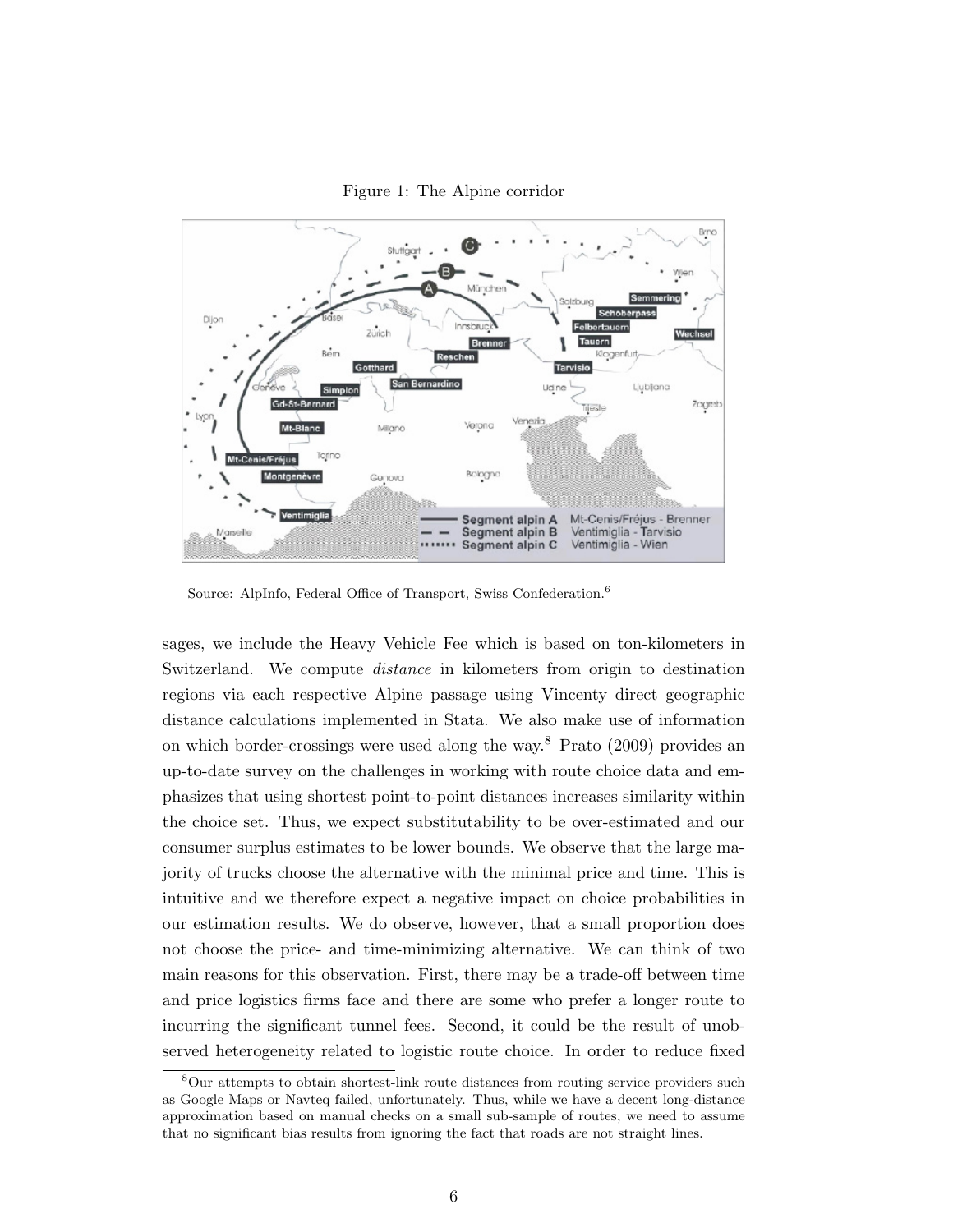Figure 1: The Alpine corridor

Source: AlpInfo, Federal Office of Transport, Swiss Confederation.[6]

sages, we include the Heavy Vehicle Fee which is based on ton-kilometers in Switzerland. We compute *distance* in kilometers from origin to destination regions via each respective Alpine passage using Vincenty direct geographic distance calculations implemented in Stata. We also make use of information on which border-crossings were used along the way.[8] Prato (2009) provides an up-to-date survey on the challenges in working with route choice data and emphasizes that using shortest point-to-point distances increases similarity within the choice set. Thus, we expect substitutability to be over-estimated and our consumer surplus estimates to be lower bounds. We observe that the large majority of trucks choose the alternative with the minimal price and time. This is intuitive and we therefore expect a negative impact on choice probabilities in our estimation results. We do observe, however, that a small proportion does not choose the price- and time-minimizing alternative. We can think of two main reasons for this observation. First, there may be a trade-off between time and price logistics firms face and there are some who prefer a longer route to incurring the significant tunnel fees. Second, it could be the result of unobserved heterogeneity related to logistic route choice. In order to reduce fixed

[8]Our attempts to obtain shortest-link route distances from routing service providers such as Google Maps or Navteq failed, unfortunately. Thus, while we have a decent long-distance approximation based on manual checks on a small sub-sample of routes, we need to assume that no significant bias results from ignoring the fact that roads are not straight lines.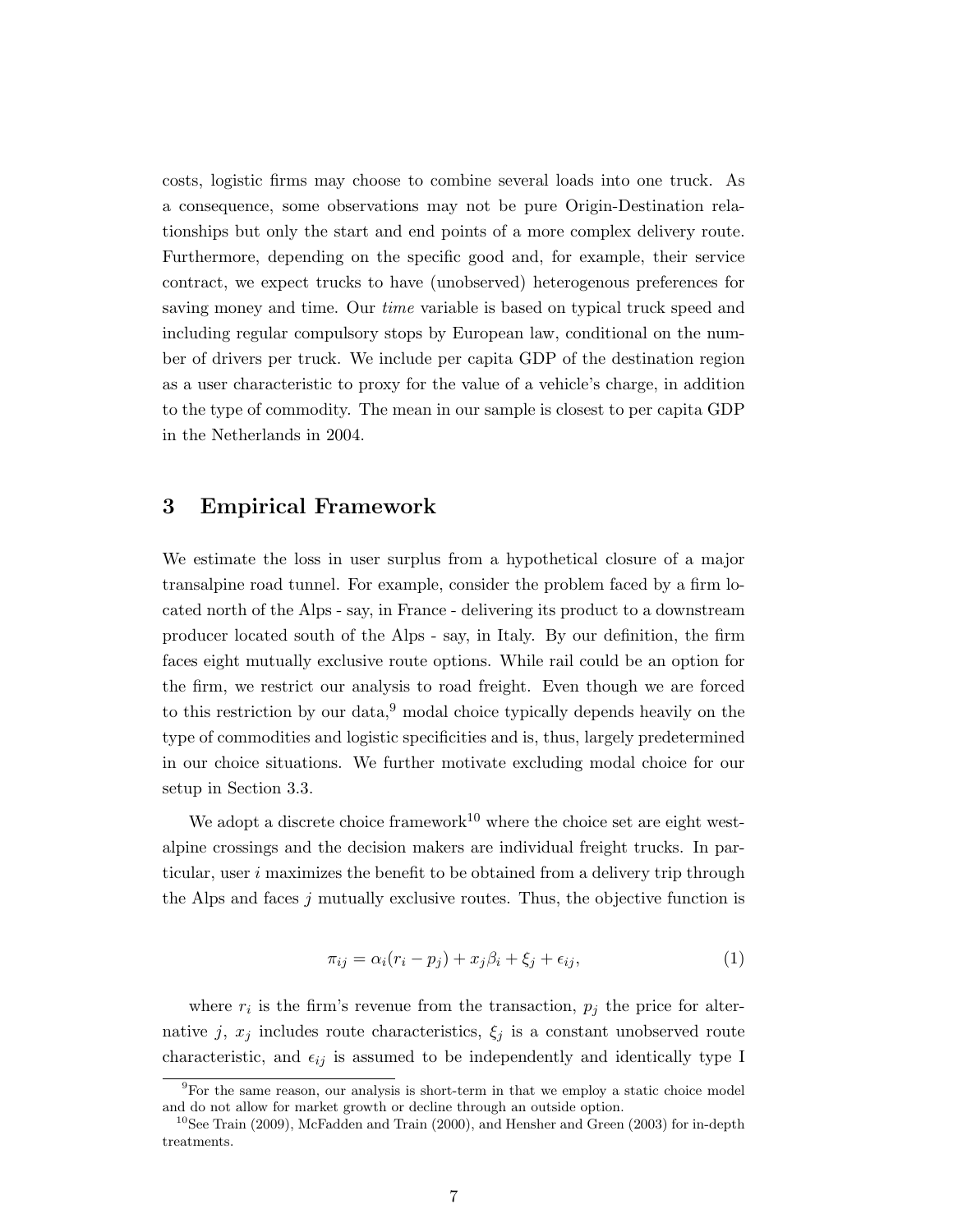costs, logistic firms may choose to combine several loads into one truck. As a consequence, some observations may not be pure Origin-Destination relationships but only the start and end points of a more complex delivery route. Furthermore, depending on the specific good and, for example, their service contract, we expect trucks to have (unobserved) heterogenous preferences for saving money and time. Our *time* variable is based on typical truck speed and including regular compulsory stops by European law, conditional on the number of drivers per truck. We include per capita GDP of the destination region as a user characteristic to proxy for the value of a vehicle's charge, in addition to the type of commodity. The mean in our sample is closest to per capita GDP in the Netherlands in 2004.

## 3 Empirical Framework

We estimate the loss in user surplus from a hypothetical closure of a major transalpine road tunnel. For example, consider the problem faced by a firm located north of the Alps - say, in France - delivering its product to a downstream producer located south of the Alps - say, in Italy. By our definition, the firm faces eight mutually exclusive route options. While rail could be an option for the firm, we restrict our analysis to road freight. Even though we are forced to this restriction by our data,[9] modal choice typically depends heavily on the type of commodities and logistic specificities and is, thus, largely predetermined in our choice situations. We further motivate excluding modal choice for our setup in Section 3.3.

We adopt a discrete choice framework[10] where the choice set are eight west-alpine crossings and the decision makers are individual freight trucks. In particular, user $i$ maximizes the benefit to be obtained from a delivery trip through the Alps and faces $j$ mutually exclusive routes. Thus, the objective function is

$$\pi_{ij} = \alpha_i(r_i - p_j) + x_j\beta_i + \xi_j + \epsilon_{ij}, \tag{1}$$

where $r_i$ is the firm's revenue from the transaction, $p_j$ the price for alternative $j$, $x_j$ includes route characteristics, $\xi_j$ is a constant unobserved route characteristic, and $\epsilon_{ij}$ is assumed to be independently and identically type I

[9] For the same reason, our analysis is short-term in that we employ a static choice model and do not allow for market growth or decline through an outside option.

[10] See Train (2009), McFadden and Train (2000), and Hensher and Green (2003) for in-depth treatments.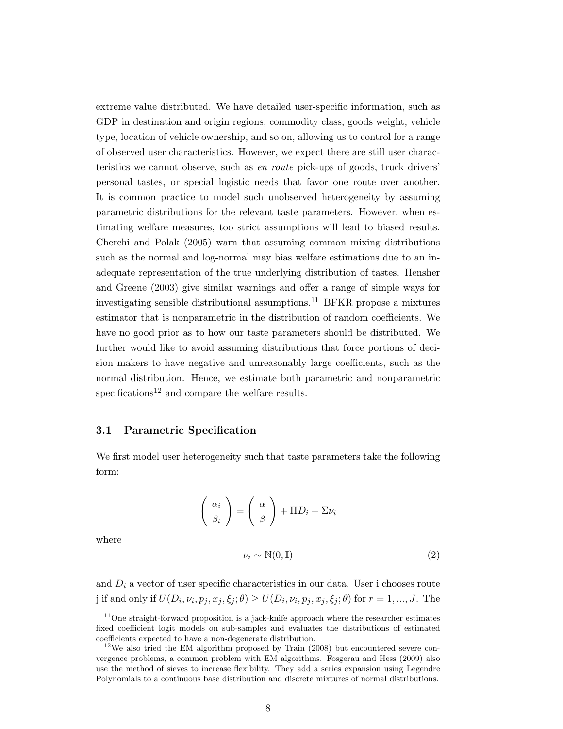extreme value distributed. We have detailed user-specific information, such as GDP in destination and origin regions, commodity class, goods weight, vehicle type, location of vehicle ownership, and so on, allowing us to control for a range of observed user characteristics. However, we expect there are still user characteristics we cannot observe, such as *en route* pick-ups of goods, truck drivers' personal tastes, or special logistic needs that favor one route over another. It is common practice to model such unobserved heterogeneity by assuming parametric distributions for the relevant taste parameters. However, when estimating welfare measures, too strict assumptions will lead to biased results. Cherchi and Polak (2005) warn that assuming common mixing distributions such as the normal and log-normal may bias welfare estimations due to an inadequate representation of the true underlying distribution of tastes. Hensher and Greene (2003) give similar warnings and offer a range of simple ways for investigating sensible distributional assumptions.[11] BFKR propose a mixtures estimator that is nonparametric in the distribution of random coefficients. We have no good prior as to how our taste parameters should be distributed. We further would like to avoid assuming distributions that force portions of decision makers to have negative and unreasonably large coefficients, such as the normal distribution. Hence, we estimate both parametric and nonparametric specifications[12] and compare the welfare results.

### 3.1 Parametric Specification

We first model user heterogeneity such that taste parameters take the following form:

$$\begin{pmatrix} \alpha_i \\ \beta_i \end{pmatrix} = \begin{pmatrix} \alpha \\ \beta \end{pmatrix} + \Pi D_i + \Sigma \nu_i$$

where

$$\nu_i \sim \mathbb{N}(0, \mathbb{I}) \tag{2}$$

and $D_i$ a vector of user specific characteristics in our data. User i chooses route j if and only if $U(D_i, \nu_i, p_j, x_j, \xi_j; \theta) \geq U(D_i, \nu_i, p_j, x_j, \xi_j; \theta)$ for $r = 1, ..., J$. The

[11] One straight-forward proposition is a jack-knife approach where the researcher estimates fixed coefficient logit models on sub-samples and evaluates the distributions of estimated coefficients expected to have a non-degenerate distribution.

[12] We also tried the EM algorithm proposed by Train (2008) but encountered severe convergence problems, a common problem with EM algorithms. Fosgerau and Hess (2009) also use the method of sieves to increase flexibility. They add a series expansion using Legendre Polynomials to a continuous base distribution and discrete mixtures of normal distributions.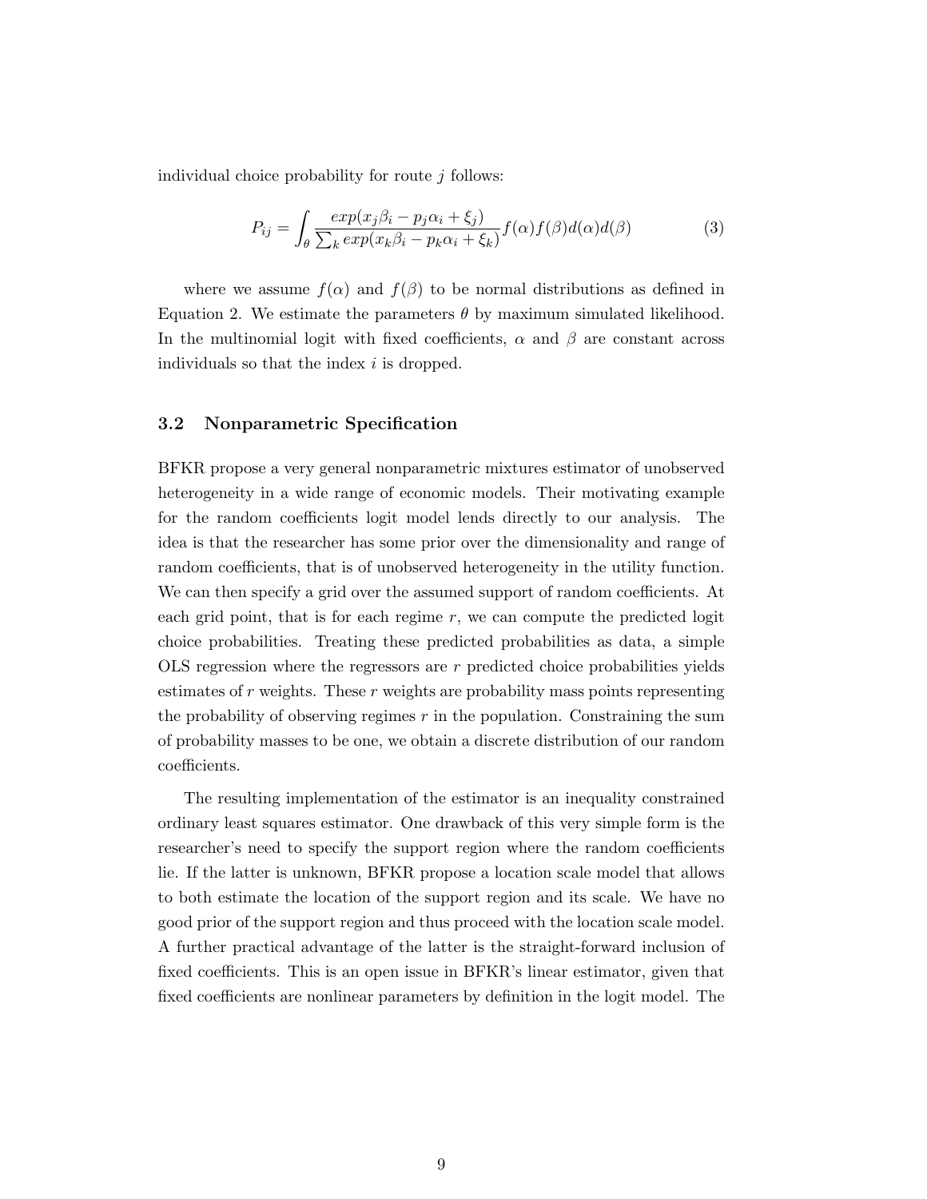individual choice probability for route $j$ follows:

$$P_{ij} = \int_{\theta} \frac{exp(x_j \beta_i - p_j \alpha_i + \xi_j)}{\sum_k exp(x_k \beta_i - p_k \alpha_i + \xi_k)} f(\alpha) f(\beta) d(\alpha) d(\beta) \tag{3}$$

where we assume $f(\alpha)$ and $f(\beta)$ to be normal distributions as defined in Equation 2. We estimate the parameters $\theta$ by maximum simulated likelihood. In the multinomial logit with fixed coefficients, $\alpha$ and $\beta$ are constant across individuals so that the index $i$ is dropped.

### 3.2 Nonparametric Specification

BFKR propose a very general nonparametric mixtures estimator of unobserved heterogeneity in a wide range of economic models. Their motivating example for the random coefficients logit model lends directly to our analysis. The idea is that the researcher has some prior over the dimensionality and range of random coefficients, that is of unobserved heterogeneity in the utility function. We can then specify a grid over the assumed support of random coefficients. At each grid point, that is for each regime $r$, we can compute the predicted logit choice probabilities. Treating these predicted probabilities as data, a simple OLS regression where the regressors are $r$ predicted choice probabilities yields estimates of $r$ weights. These $r$ weights are probability mass points representing the probability of observing regimes $r$ in the population. Constraining the sum of probability masses to be one, we obtain a discrete distribution of our random coefficients.

The resulting implementation of the estimator is an inequality constrained ordinary least squares estimator. One drawback of this very simple form is the researcher's need to specify the support region where the random coefficients lie. If the latter is unknown, BFKR propose a location scale model that allows to both estimate the location of the support region and its scale. We have no good prior of the support region and thus proceed with the location scale model. A further practical advantage of the latter is the straight-forward inclusion of fixed coefficients. This is an open issue in BFKR's linear estimator, given that fixed coefficients are nonlinear parameters by definition in the logit model. The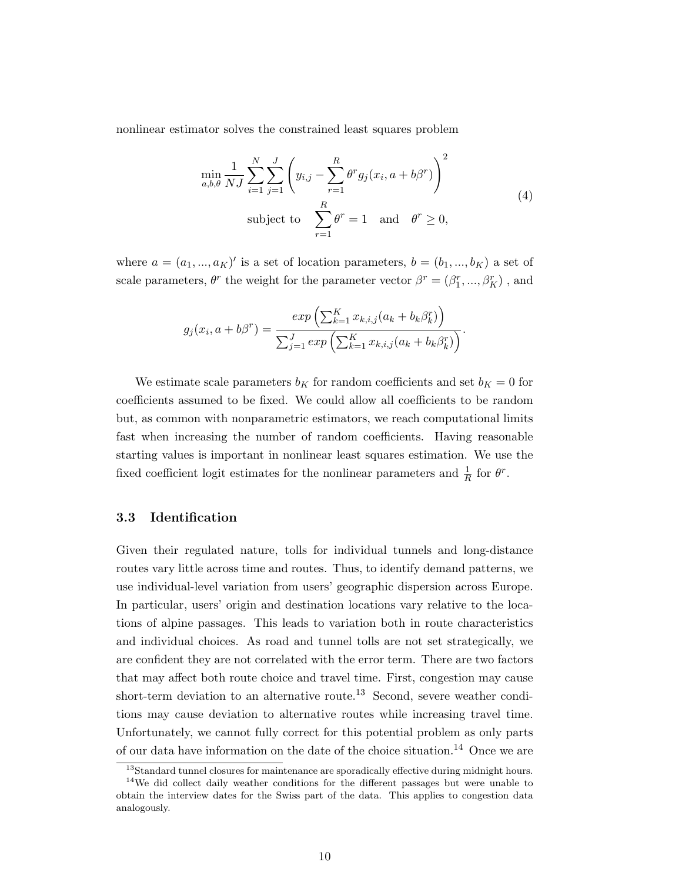nonlinear estimator solves the constrained least squares problem

$$
\begin{aligned}
&\min_{a,b,\theta} \frac{1}{NJ} \sum_{i=1}^{N} \sum_{j=1}^{J} \left( y_{i,j} - \sum_{r=1}^{R} \theta^r g_j(x_i, a + b\beta^r) \right)^2 \\
&\text{subject to} \quad \sum_{r=1}^{R} \theta^r = 1 \quad \text{and} \quad \theta^r \geq 0,
\end{aligned}
\tag{4}
$$

where $a = (a_1, ..., a_K)'$ is a set of location parameters, $b = (b_1, ..., b_K)$ a set of scale parameters, $\theta^r$ the weight for the parameter vector $\beta^r = (\beta_1^r, ..., \beta_K^r)$ , and

$$
g_j(x_i, a + b\beta^r) = \frac{exp\left(\sum_{k=1}^{K} x_{k,i,j}(a_k + b_k \beta_k^r)\right)}{\sum_{j=1}^{J} exp\left(\sum_{k=1}^{K} x_{k,i,j}(a_k + b_k \beta_k^r)\right)}.
$$

We estimate scale parameters $b_K$ for random coefficients and set $b_K = 0$ for coefficients assumed to be fixed. We could allow all coefficients to be random but, as common with nonparametric estimators, we reach computational limits fast when increasing the number of random coefficients. Having reasonable starting values is important in nonlinear least squares estimation. We use the fixed coefficient logit estimates for the nonlinear parameters and $\frac{1}{R}$ for $\theta^r$.

### 3.3 Identification

Given their regulated nature, tolls for individual tunnels and long-distance routes vary little across time and routes. Thus, to identify demand patterns, we use individual-level variation from users' geographic dispersion across Europe. In particular, users' origin and destination locations vary relative to the locations of alpine passages. This leads to variation both in route characteristics and individual choices. As road and tunnel tolls are not set strategically, we are confident they are not correlated with the error term. There are two factors that may affect both route choice and travel time. First, congestion may cause short-term deviation to an alternative route.[13] Second, severe weather conditions may cause deviation to alternative routes while increasing travel time. Unfortunately, we cannot fully correct for this potential problem as only parts of our data have information on the date of the choice situation.[14] Once we are

[13] Standard tunnel closures for maintenance are sporadically effective during midnight hours.

[14] We did collect daily weather conditions for the different passages but were unable to obtain the interview dates for the Swiss part of the data. This applies to congestion data analogously.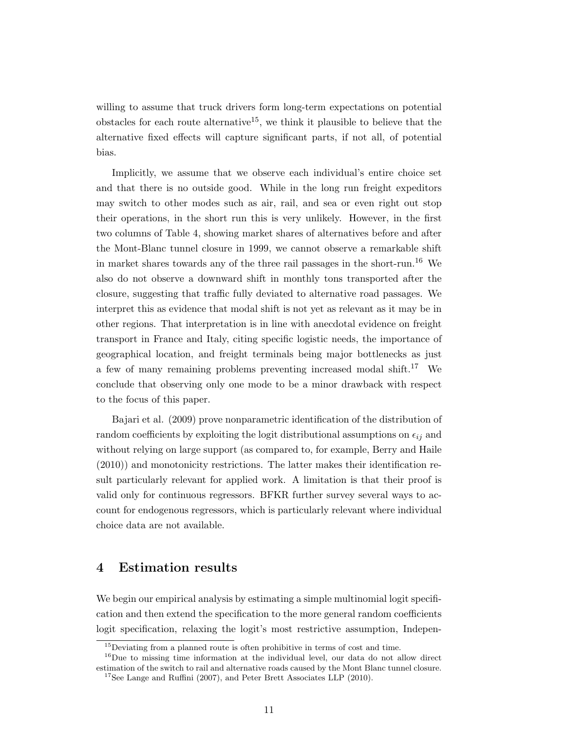willing to assume that truck drivers form long-term expectations on potential obstacles for each route alternative[15], we think it plausible to believe that the alternative fixed effects will capture significant parts, if not all, of potential bias.

Implicitly, we assume that we observe each individual's entire choice set and that there is no outside good. While in the long run freight expeditors may switch to other modes such as air, rail, and sea or even right out stop their operations, in the short run this is very unlikely. However, in the first two columns of Table 4, showing market shares of alternatives before and after the Mont-Blanc tunnel closure in 1999, we cannot observe a remarkable shift in market shares towards any of the three rail passages in the short-run.[16] We also do not observe a downward shift in monthly tons transported after the closure, suggesting that traffic fully deviated to alternative road passages. We interpret this as evidence that modal shift is not yet as relevant as it may be in other regions. That interpretation is in line with anecdotal evidence on freight transport in France and Italy, citing specific logistic needs, the importance of geographical location, and freight terminals being major bottlenecks as just a few of many remaining problems preventing increased modal shift.[17] We conclude that observing only one mode to be a minor drawback with respect to the focus of this paper.

Bajari et al. (2009) prove nonparametric identification of the distribution of random coefficients by exploiting the logit distributional assumptions on $\epsilon_{ij}$ and without relying on large support (as compared to, for example, Berry and Haile (2010)) and monotonicity restrictions. The latter makes their identification result particularly relevant for applied work. A limitation is that their proof is valid only for continuous regressors. BFKR further survey several ways to account for endogenous regressors, which is particularly relevant where individual choice data are not available.

## 4 Estimation results

We begin our empirical analysis by estimating a simple multinomial logit specification and then extend the specification to the more general random coefficients logit specification, relaxing the logit's most restrictive assumption, Indepen-

---

[15] Deviating from a planned route is often prohibitive in terms of cost and time.

[16] Due to missing time information at the individual level, our data do not allow direct estimation of the switch to rail and alternative roads caused by the Mont Blanc tunnel closure.

[17] See Lange and Ruffini (2007), and Peter Brett Associates LLP (2010).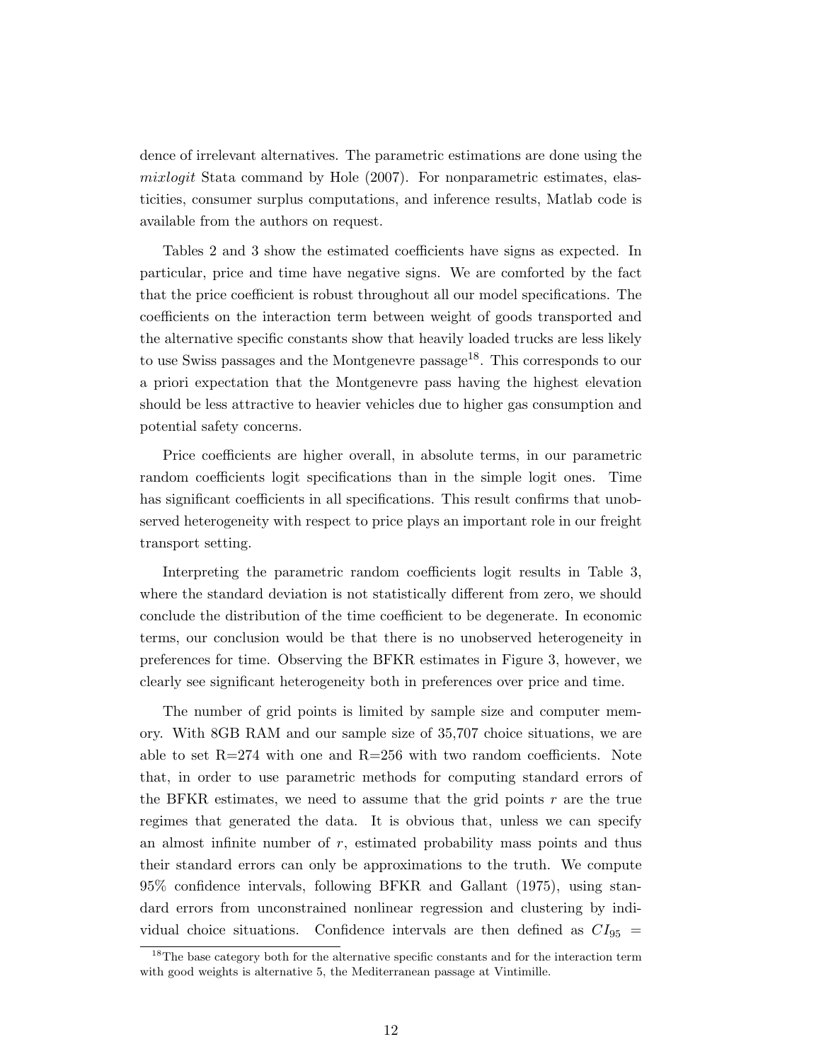dence of irrelevant alternatives. The parametric estimations are done using the *mixlogit* Stata command by Hole (2007). For nonparametric estimates, elasticities, consumer surplus computations, and inference results, Matlab code is available from the authors on request.

Tables 2 and 3 show the estimated coefficients have signs as expected. In particular, price and time have negative signs. We are comforted by the fact that the price coefficient is robust throughout all our model specifications. The coefficients on the interaction term between weight of goods transported and the alternative specific constants show that heavily loaded trucks are less likely to use Swiss passages and the Montgenevre passage[18]. This corresponds to our a priori expectation that the Montgenevre pass having the highest elevation should be less attractive to heavier vehicles due to higher gas consumption and potential safety concerns.

Price coefficients are higher overall, in absolute terms, in our parametric random coefficients logit specifications than in the simple logit ones. Time has significant coefficients in all specifications. This result confirms that unobserved heterogeneity with respect to price plays an important role in our freight transport setting.

Interpreting the parametric random coefficients logit results in Table 3, where the standard deviation is not statistically different from zero, we should conclude the distribution of the time coefficient to be degenerate. In economic terms, our conclusion would be that there is no unobserved heterogeneity in preferences for time. Observing the BFKR estimates in Figure 3, however, we clearly see significant heterogeneity both in preferences over price and time.

The number of grid points is limited by sample size and computer memory. With 8GB RAM and our sample size of 35,707 choice situations, we are able to set R=274 with one and R=256 with two random coefficients. Note that, in order to use parametric methods for computing standard errors of the BFKR estimates, we need to assume that the grid points $r$ are the true regimes that generated the data. It is obvious that, unless we can specify an almost infinite number of $r$, estimated probability mass points and thus their standard errors can only be approximations to the truth. We compute 95% confidence intervals, following BFKR and Gallant (1975), using standard errors from unconstrained nonlinear regression and clustering by individual choice situations. Confidence intervals are then defined as $CI_{95}$ =

[18] The base category both for the alternative specific constants and for the interaction term with good weights is alternative 5, the Mediterranean passage at Vintimille.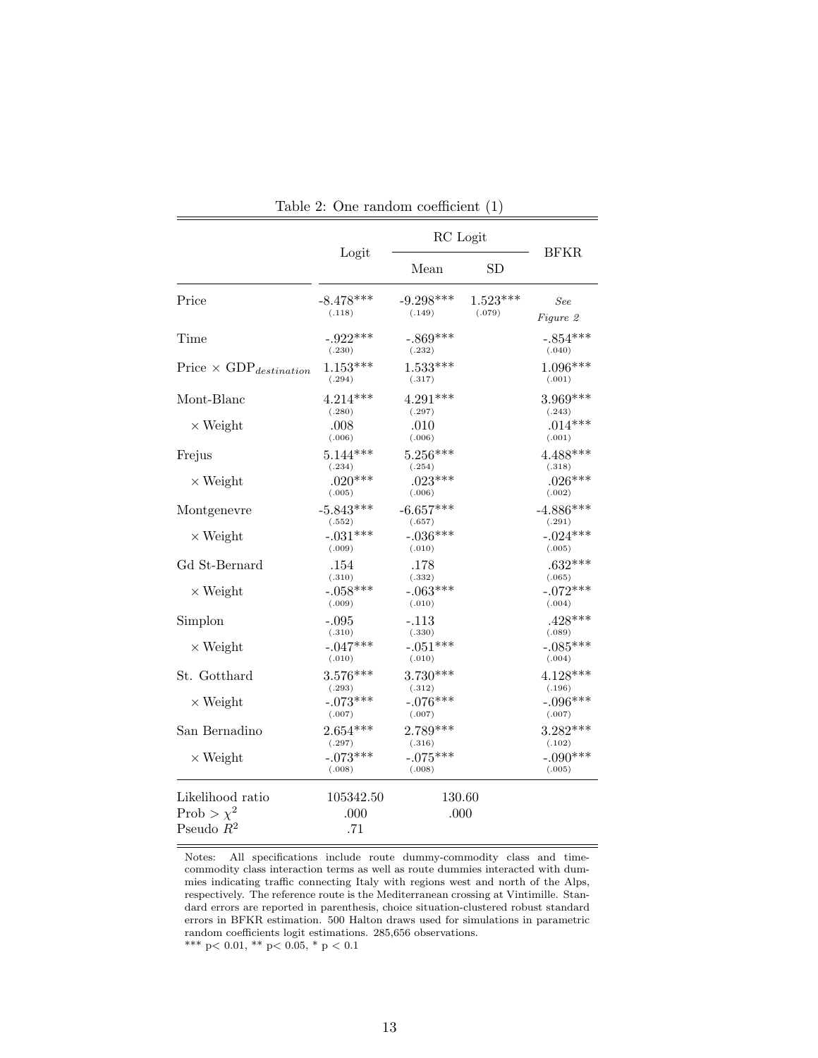Table 2: One random coefficient (1)

| | Logit | RC Logit | | BFKR |
|---|---|---|---|---|
| | | Mean | SD | |
| Price | -8.478*** (.118) | -9.298*** (.149) | 1.523*** (.079) | *See Figure 2* |
| Time | -.922*** (.230) | -.869*** (.232) | | -.854*** (.040) |
| Price × $GDP_{destination}$ | 1.153*** (.294) | 1.533*** (.317) | | 1.096*** (.001) |
| Mont-Blanc | 4.214*** (.280) | 4.291*** (.297) | | 3.969*** (.243) |
| × Weight | .008 (.006) | .010 (.006) | | .014*** (.001) |
| Frejus | 5.144*** (.234) | 5.256*** (.254) | | 4.488*** (.318) |
| × Weight | .020*** (.005) | .023*** (.006) | | .026*** (.002) |
| Montgenevre | -5.843*** (.552) | -6.657*** (.657) | | -4.886*** (.291) |
| × Weight | -.031*** (.009) | -.036*** (.010) | | -.024*** (.005) |
| Gd St-Bernard | .154 (.310) | .178 (.332) | | .632*** (.065) |
| × Weight | -.058*** (.009) | -.063*** (.010) | | -.072*** (.004) |
| Simplon | -.095 (.310) | -.113 (.330) | | .428*** (.089) |
| × Weight | -.047*** (.010) | -.051*** (.010) | | -.085*** (.004) |
| St. Gotthard | 3.576*** (.293) | 3.730*** (.312) | | 4.128*** (.196) |
| × Weight | -.073*** (.007) | -.076*** (.007) | | -.096*** (.007) |
| San Bernadino | 2.654*** (.297) | 2.789*** (.316) | | 3.282*** (.102) |
| × Weight | -.073*** (.008) | -.075*** (.008) | | -.090*** (.005) |
| Likelihood ratio | 105342.50 | 130.60 | | |
| Prob > $\chi^2$ | .000 | .000 | | |
| Pseudo $R^2$ | .71 | | | |

Notes: All specifications include route dummy-commodity class and time-commodity class interaction terms as well as route dummies interacted with dummies indicating traffic connecting Italy with regions west and north of the Alps, respectively. The reference route is the Mediterranean crossing at Vintimille. Standard errors are reported in parenthesis, choice situation-clustered robust standard errors in BFKR estimation. 500 Halton draws used for simulations in parametric random coefficients logit estimations. 285,656 observations.
*** p< 0.01, ** p< 0.05, * p < 0.1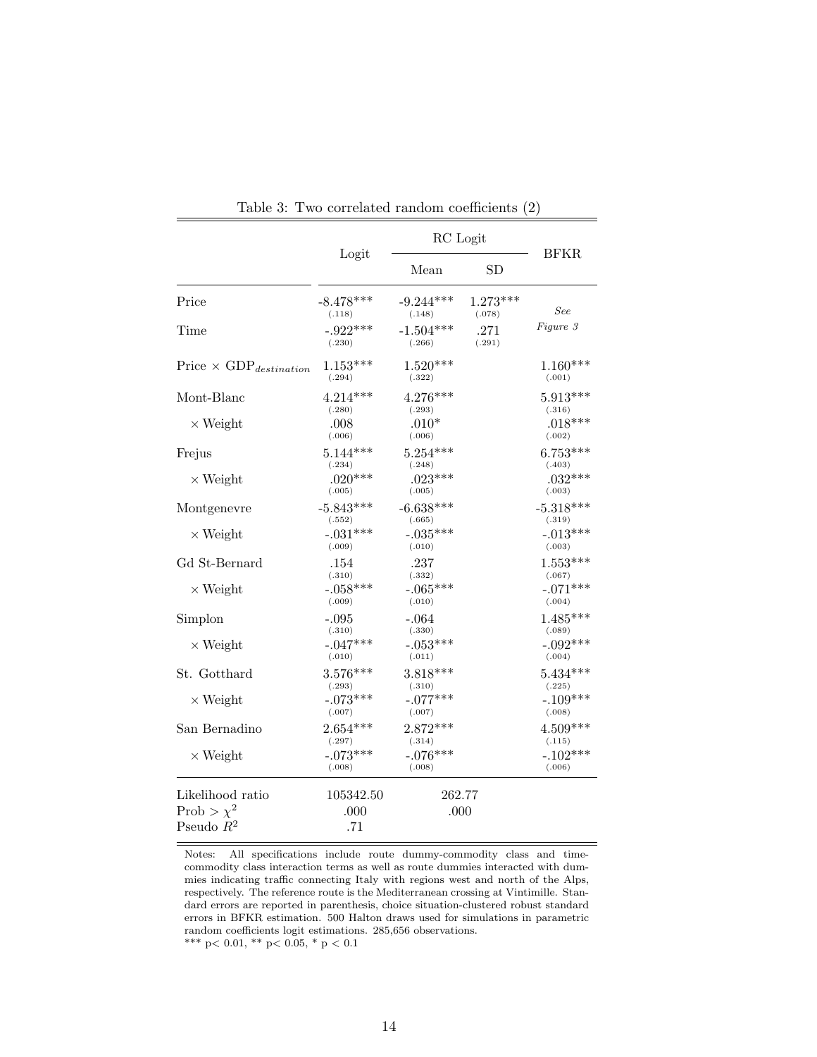Table 3: Two correlated random coefficients (2)

| | Logit | RC Logit | | BFKR |
|---|---|---|---|---|
| | | Mean | SD | |
| Price | -8.478*** (.118) | -9.244*** (.148) | 1.273*** (.078) | *See Figure 3* |
| Time | -.922*** (.230) | -1.504*** (.266) | .271 (.291) | |
| Price × $GDP_{destination}$ | 1.153*** (.294) | 1.520*** (.322) | | 1.160*** (.001) |
| Mont-Blanc | 4.214*** (.280) | 4.276*** (.293) | | 5.913*** (.316) |
| × Weight | .008 (.006) | .010* (.006) | | .018*** (.002) |
| Frejus | 5.144*** (.234) | 5.254*** (.248) | | 6.753*** (.403) |
| × Weight | .020*** (.005) | .023*** (.005) | | .032*** (.003) |
| Montgenevre | -5.843*** (.552) | -6.638*** (.665) | | -5.318*** (.319) |
| × Weight | -.031*** (.009) | -.035*** (.010) | | -.013*** (.003) |
| Gd St-Bernard | .154 (.310) | .237 (.332) | | 1.553*** (.067) |
| × Weight | -.058*** (.009) | -.065*** (.010) | | -.071*** (.004) |
| Simplon | -.095 (.310) | -.064 (.330) | | 1.485*** (.089) |
| × Weight | -.047*** (.010) | -.053*** (.011) | | -.092*** (.004) |
| St. Gotthard | 3.576*** (.293) | 3.818*** (.310) | | 5.434*** (.225) |
| × Weight | -.073*** (.007) | -.077*** (.007) | | -.109*** (.008) |
| San Bernadino | 2.654*** (.297) | 2.872*** (.314) | | 4.509*** (.115) |
| × Weight | -.073*** (.008) | -.076*** (.008) | | -.102*** (.006) |
| Likelihood ratio | 105342.50 | 262.77 | | |
| Prob > $\chi^2$ | .000 | .000 | | |
| Pseudo $R^2$ | .71 | | | |

Notes: All specifications include route dummy-commodity class and time-commodity class interaction terms as well as route dummies interacted with dummies indicating traffic connecting Italy with regions west and north of the Alps, respectively. The reference route is the Mediterranean crossing at Vintimille. Standard errors are reported in parenthesis, choice situation-clustered robust standard errors in BFKR estimation. 500 Halton draws used for simulations in parametric random coefficients logit estimations. 285,656 observations.
*** $p < 0.01$, ** $p < 0.05$, * $p < 0.1$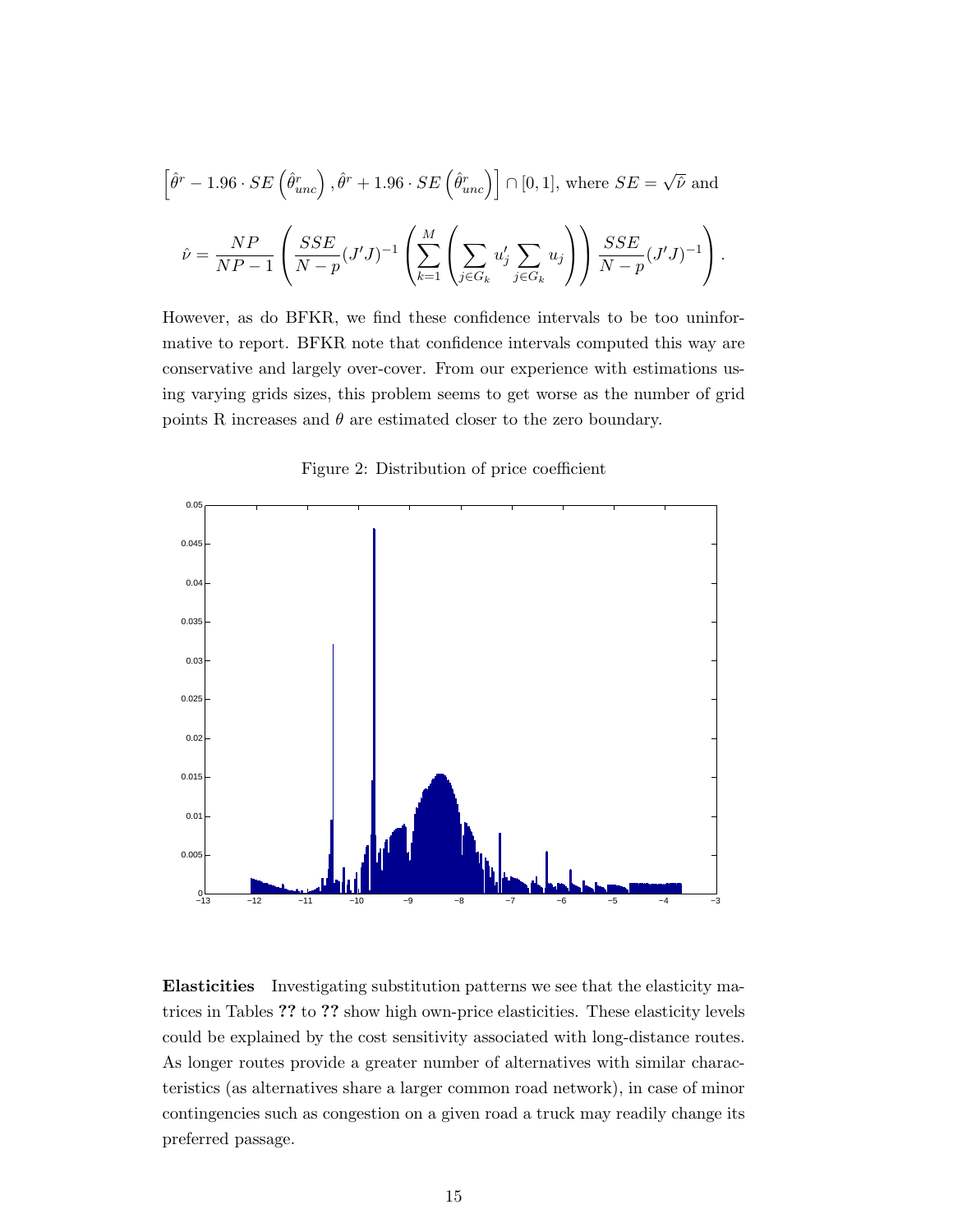$\left[\hat{\theta}^r - 1.96 \cdot SE\left(\hat{\theta}^r_{unc}\right), \hat{\theta}^r + 1.96 \cdot SE\left(\hat{\theta}^r_{unc}\right)\right] \cap [0,1]$, where $SE = \sqrt{\hat{\nu}}$ and

$$\hat{\nu} = \frac{NP}{NP-1}\left(\frac{SSE}{N-p}(J'J)^{-1}\left(\sum_{k=1}^{M}\left(\sum_{j\in G_k} u_j' \sum_{j\in G_k} u_j\right)\right)\frac{SSE}{N-p}(J'J)^{-1}\right).$$

However, as do BFKR, we find these confidence intervals to be too uninformative to report. BFKR note that confidence intervals computed this way are conservative and largely over-cover. From our experience with estimations using varying grids sizes, this problem seems to get worse as the number of grid points R increases and $\theta$ are estimated closer to the zero boundary.

Figure 2: Distribution of price coefficient

**Elasticities** Investigating substitution patterns we see that the elasticity matrices in Tables ?? to ?? show high own-price elasticities. These elasticity levels could be explained by the cost sensitivity associated with long-distance routes. As longer routes provide a greater number of alternatives with similar characteristics (as alternatives share a larger common road network), in case of minor contingencies such as congestion on a given road a truck may readily change its preferred passage.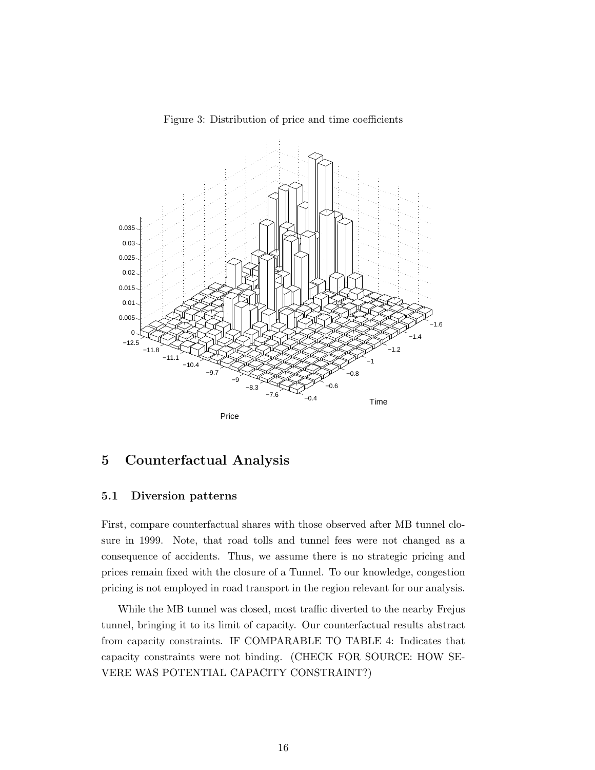Figure 3: Distribution of price and time coefficients

## 5 Counterfactual Analysis

### 5.1 Diversion patterns

First, compare counterfactual shares with those observed after MB tunnel closure in 1999. Note, that road tolls and tunnel fees were not changed as a consequence of accidents. Thus, we assume there is no strategic pricing and prices remain fixed with the closure of a Tunnel. To our knowledge, congestion pricing is not employed in road transport in the region relevant for our analysis.

While the MB tunnel was closed, most traffic diverted to the nearby Frejus tunnel, bringing it to its limit of capacity. Our counterfactual results abstract from capacity constraints. IF COMPARABLE TO TABLE 4: Indicates that capacity constraints were not binding. (CHECK FOR SOURCE: HOW SEVERE WAS POTENTIAL CAPACITY CONSTRAINT?)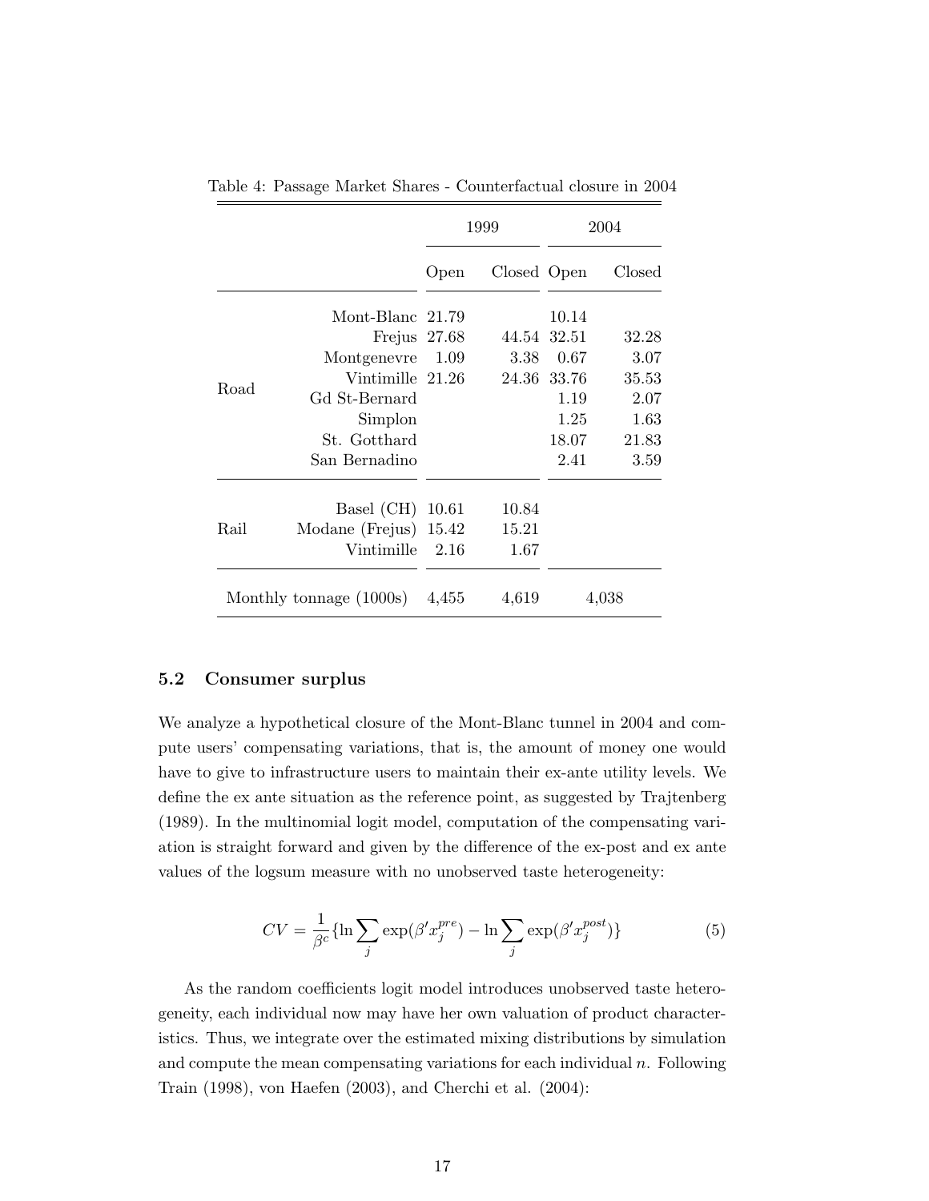Table 4: Passage Market Shares - Counterfactual closure in 2004

| | | 1999 | | 2004 | |
|---|---|---|---|---|---|
| | | Open | Closed | Open | Closed |
| Road | Mont-Blanc | 21.79 | | 10.14 | |
| | Frejus | 27.68 | 44.54 | 32.51 | 32.28 |
| | Montgenevre | 1.09 | 3.38 | 0.67 | 3.07 |
| | Vintimille | 21.26 | 24.36 | 33.76 | 35.53 |
| | Gd St-Bernard | | | 1.19 | 2.07 |
| | Simplon | | | 1.25 | 1.63 |
| | St. Gotthard | | | 18.07 | 21.83 |
| | San Bernadino | | | 2.41 | 3.59 |
| Rail | Basel (CH) | 10.61 | 10.84 | | |
| | Modane (Frejus) | 15.42 | 15.21 | | |
| | Vintimille | 2.16 | 1.67 | | |
| Monthly tonnage (1000s) | | 4,455 | 4,619 | 4,038 | |

### 5.2 Consumer surplus

We analyze a hypothetical closure of the Mont-Blanc tunnel in 2004 and compute users' compensating variations, that is, the amount of money one would have to give to infrastructure users to maintain their ex-ante utility levels. We define the ex ante situation as the reference point, as suggested by Trajtenberg (1989). In the multinomial logit model, computation of the compensating variation is straight forward and given by the difference of the ex-post and ex ante values of the logsum measure with no unobserved taste heterogeneity:

$$CV = \frac{1}{\beta^c}\{\ln \sum_j \exp(\beta' x_j^{pre}) - \ln \sum_j \exp(\beta' x_j^{post})\} \tag{5}$$

As the random coefficients logit model introduces unobserved taste heterogeneity, each individual now may have her own valuation of product characteristics. Thus, we integrate over the estimated mixing distributions by simulation and compute the mean compensating variations for each individual $n$. Following Train (1998), von Haefen (2003), and Cherchi et al. (2004):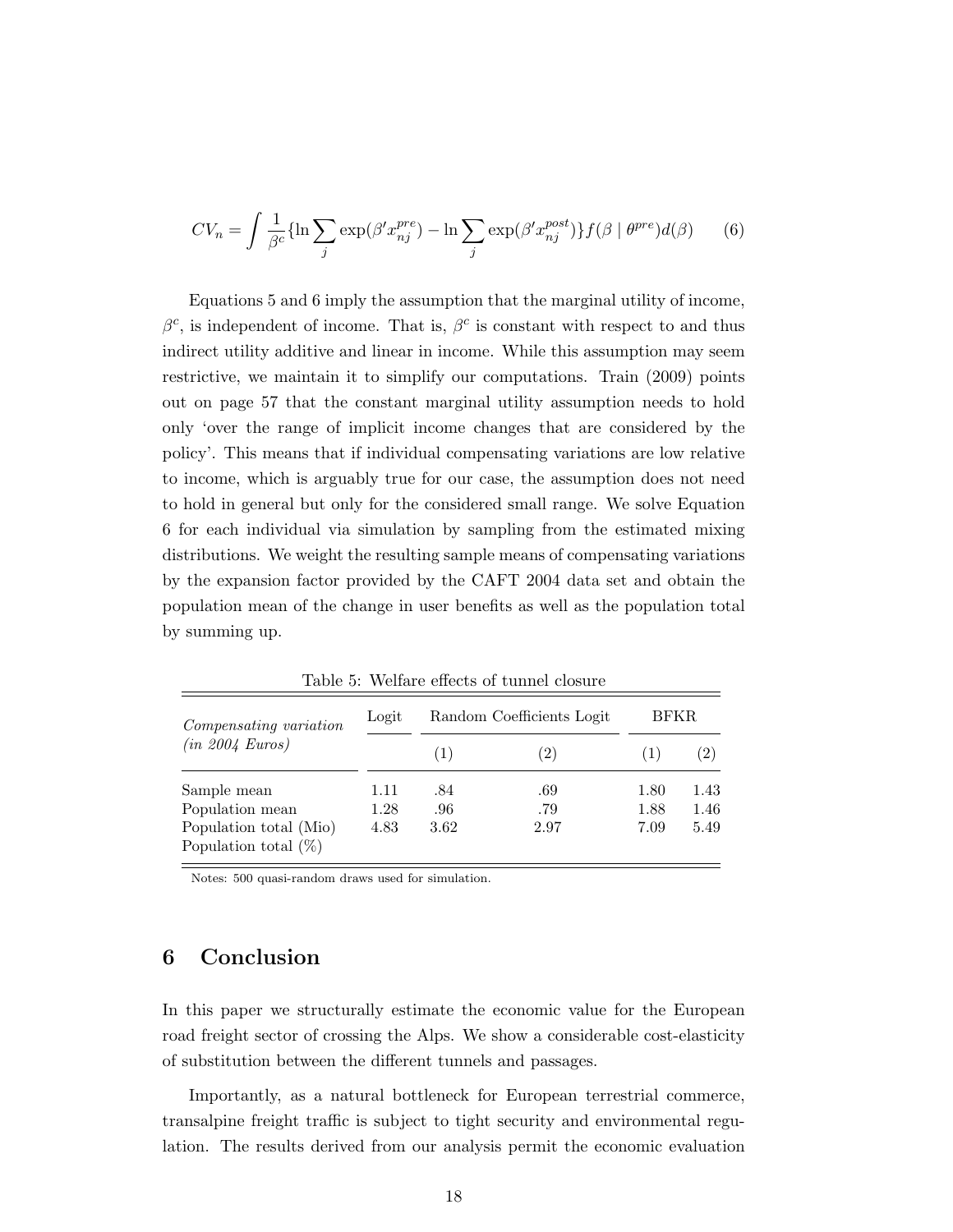$$CV_n = \int \frac{1}{\beta^c}\{\ln \sum_j \exp(\beta' x_{nj}^{pre}) - \ln \sum_j \exp(\beta' x_{nj}^{post})\} f(\beta \mid \theta^{pre}) d(\beta) \tag{6}$$

Equations 5 and 6 imply the assumption that the marginal utility of income, $\beta^c$, is independent of income. That is, $\beta^c$ is constant with respect to and thus indirect utility additive and linear in income. While this assumption may seem restrictive, we maintain it to simplify our computations. Train (2009) points out on page 57 that the constant marginal utility assumption needs to hold only 'over the range of implicit income changes that are considered by the policy'. This means that if individual compensating variations are low relative to income, which is arguably true for our case, the assumption does not need to hold in general but only for the considered small range. We solve Equation 6 for each individual via simulation by sampling from the estimated mixing distributions. We weight the resulting sample means of compensating variations by the expansion factor provided by the CAFT 2004 data set and obtain the population mean of the change in user benefits as well as the population total by summing up.

Table 5: Welfare effects of tunnel closure

| *Compensating variation (in 2004 Euros)* | Logit | Random Coefficients Logit | | BFKR | |
|---|---|---|---|---|---|
| | | (1) | (2) | (1) | (2) |
| Sample mean | 1.11 | .84 | .69 | 1.80 | 1.43 |
| Population mean | 1.28 | .96 | .79 | 1.88 | 1.46 |
| Population total (Mio) | 4.83 | 3.62 | 2.97 | 7.09 | 5.49 |
| Population total (%) | | | | | |

Notes: 500 quasi-random draws used for simulation.

## 6 Conclusion

In this paper we structurally estimate the economic value for the European road freight sector of crossing the Alps. We show a considerable cost-elasticity of substitution between the different tunnels and passages.

Importantly, as a natural bottleneck for European terrestrial commerce, transalpine freight traffic is subject to tight security and environmental regulation. The results derived from our analysis permit the economic evaluation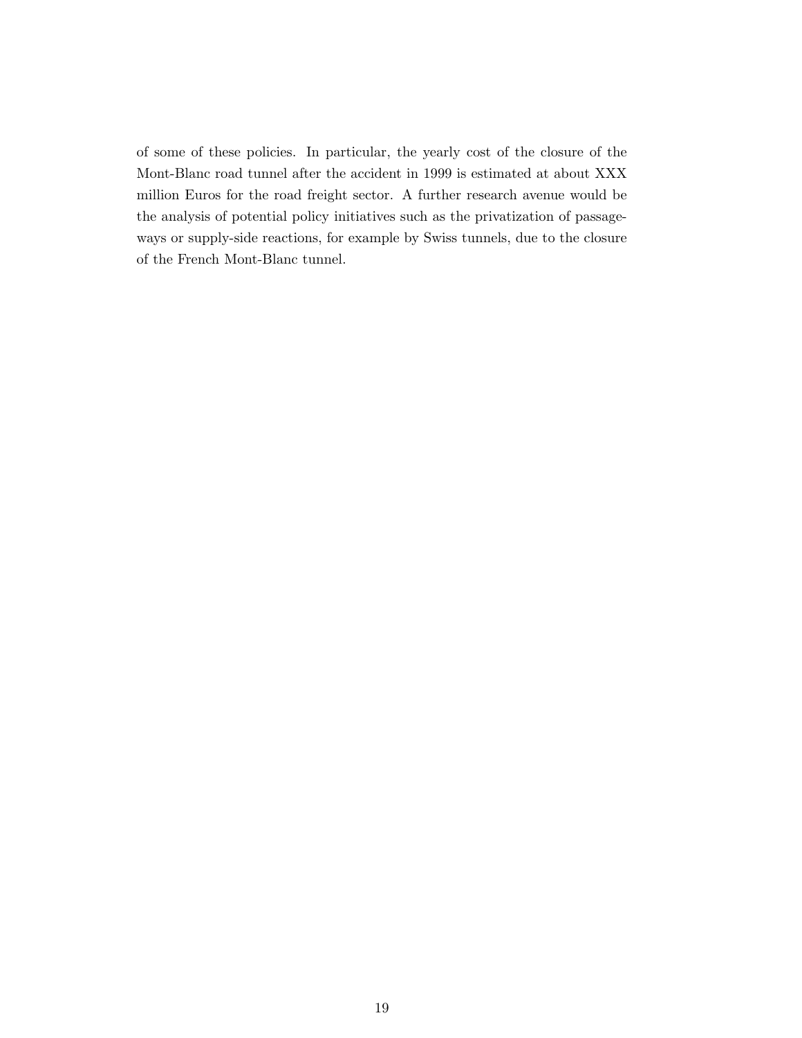of some of these policies. In particular, the yearly cost of the closure of the Mont-Blanc road tunnel after the accident in 1999 is estimated at about XXX million Euros for the road freight sector. A further research avenue would be the analysis of potential policy initiatives such as the privatization of passageways or supply-side reactions, for example by Swiss tunnels, due to the closure of the French Mont-Blanc tunnel.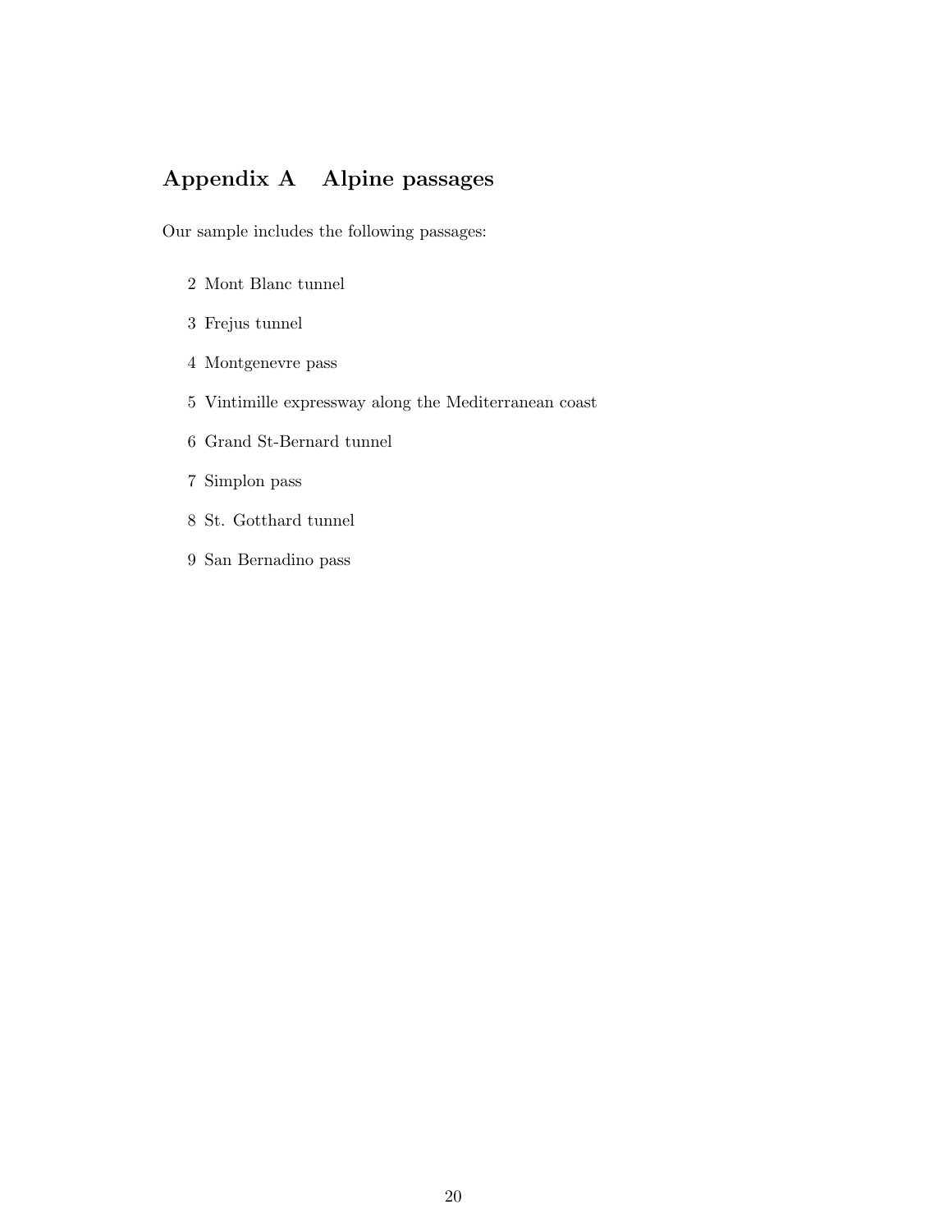# Appendix A Alpine passages

Our sample includes the following passages:

2 Mont Blanc tunnel

3 Frejus tunnel

4 Montgenevre pass

5 Vintimille expressway along the Mediterranean coast

6 Grand St-Bernard tunnel

7 Simplon pass

8 St. Gotthard tunnel

9 San Bernadino pass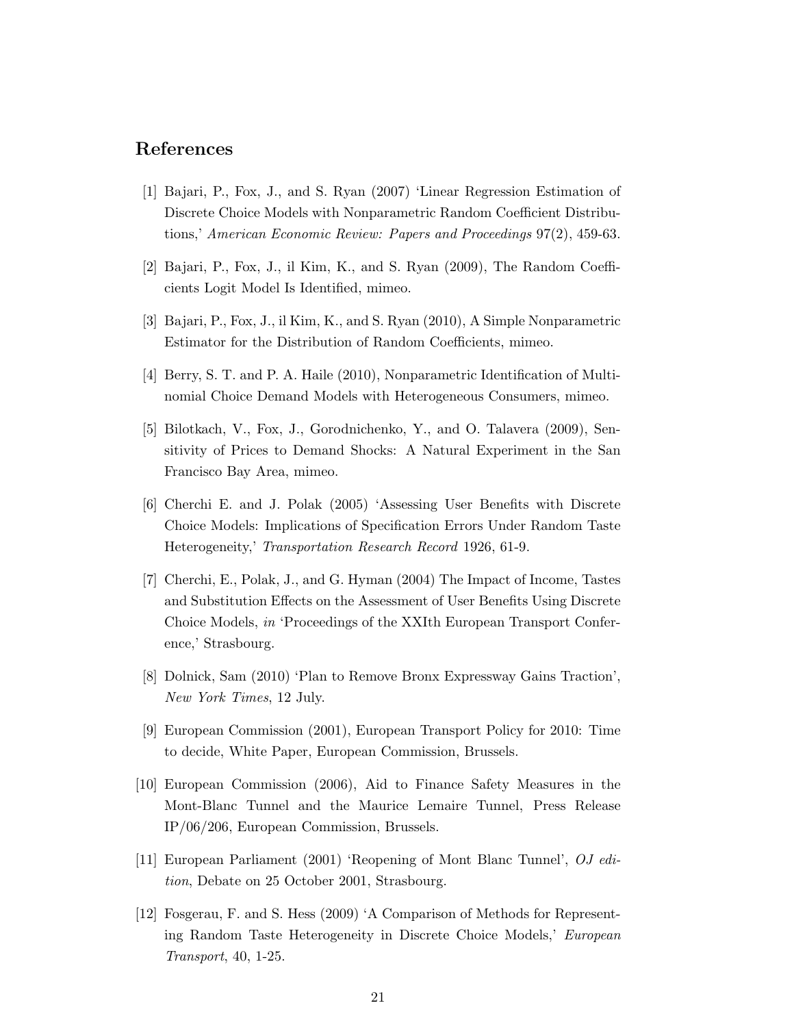## References

[1] Bajari, P., Fox, J., and S. Ryan (2007) 'Linear Regression Estimation of Discrete Choice Models with Nonparametric Random Coefficient Distributions,' *American Economic Review: Papers and Proceedings* 97(2), 459-63.

[2] Bajari, P., Fox, J., il Kim, K., and S. Ryan (2009), The Random Coefficients Logit Model Is Identified, mimeo.

[3] Bajari, P., Fox, J., il Kim, K., and S. Ryan (2010), A Simple Nonparametric Estimator for the Distribution of Random Coefficients, mimeo.

[4] Berry, S. T. and P. A. Haile (2010), Nonparametric Identification of Multinomial Choice Demand Models with Heterogeneous Consumers, mimeo.

[5] Bilotkach, V., Fox, J., Gorodnichenko, Y., and O. Talavera (2009), Sensitivity of Prices to Demand Shocks: A Natural Experiment in the San Francisco Bay Area, mimeo.

[6] Cherchi E. and J. Polak (2005) 'Assessing User Benefits with Discrete Choice Models: Implications of Specification Errors Under Random Taste Heterogeneity,' *Transportation Research Record* 1926, 61-9.

[7] Cherchi, E., Polak, J., and G. Hyman (2004) The Impact of Income, Tastes and Substitution Effects on the Assessment of User Benefits Using Discrete Choice Models, *in* 'Proceedings of the XXIth European Transport Conference,' Strasbourg.

[8] Dolnick, Sam (2010) 'Plan to Remove Bronx Expressway Gains Traction', *New York Times*, 12 July.

[9] European Commission (2001), European Transport Policy for 2010: Time to decide, White Paper, European Commission, Brussels.

[10] European Commission (2006), Aid to Finance Safety Measures in the Mont-Blanc Tunnel and the Maurice Lemaire Tunnel, Press Release IP/06/206, European Commission, Brussels.

[11] European Parliament (2001) 'Reopening of Mont Blanc Tunnel', *OJ edition*, Debate on 25 October 2001, Strasbourg.

[12] Fosgerau, F. and S. Hess (2009) 'A Comparison of Methods for Representing Random Taste Heterogeneity in Discrete Choice Models,' *European Transport*, 40, 1-25.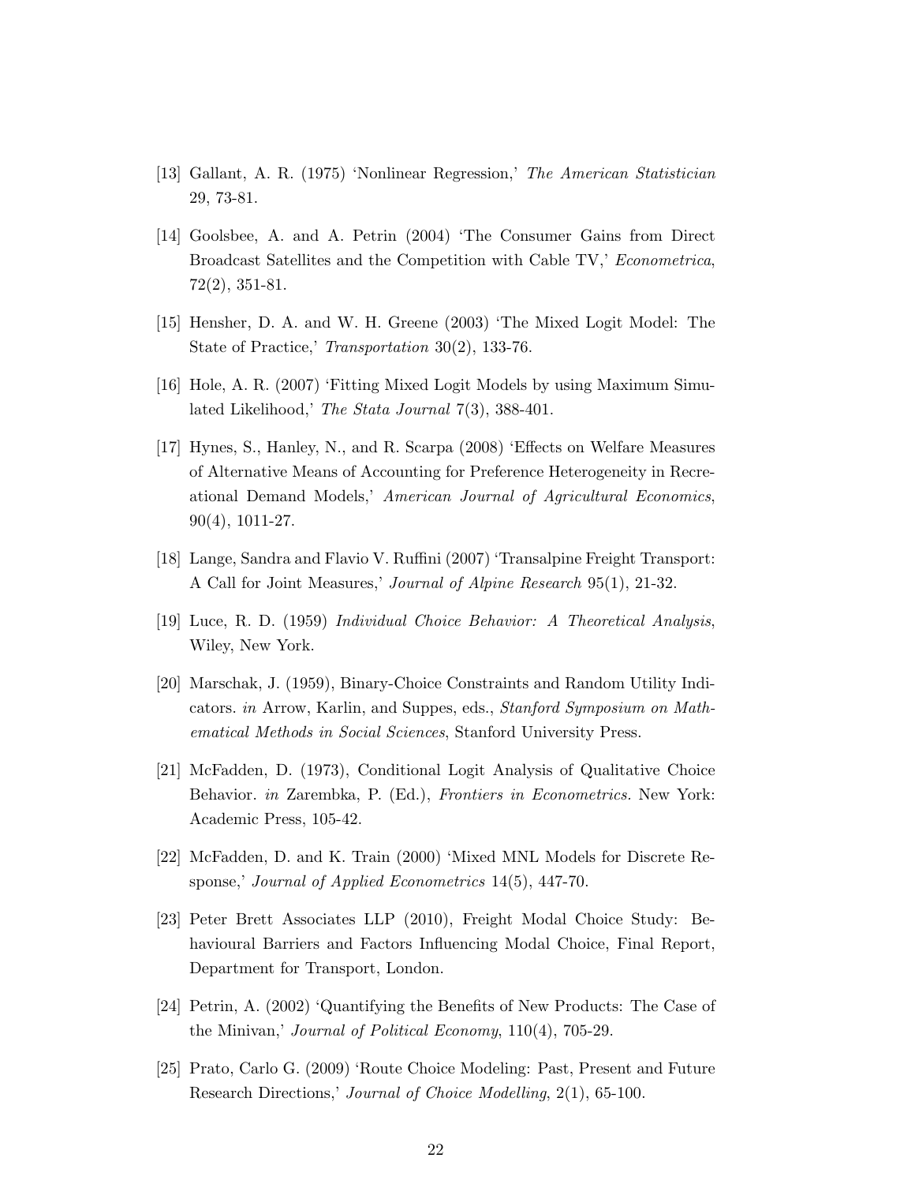[13] Gallant, A. R. (1975) 'Nonlinear Regression,' *The American Statistician* 29, 73-81.

[14] Goolsbee, A. and A. Petrin (2004) 'The Consumer Gains from Direct Broadcast Satellites and the Competition with Cable TV,' *Econometrica*, 72(2), 351-81.

[15] Hensher, D. A. and W. H. Greene (2003) 'The Mixed Logit Model: The State of Practice,' *Transportation* 30(2), 133-76.

[16] Hole, A. R. (2007) 'Fitting Mixed Logit Models by using Maximum Simulated Likelihood,' *The Stata Journal* 7(3), 388-401.

[17] Hynes, S., Hanley, N., and R. Scarpa (2008) 'Effects on Welfare Measures of Alternative Means of Accounting for Preference Heterogeneity in Recreational Demand Models,' *American Journal of Agricultural Economics*, 90(4), 1011-27.

[18] Lange, Sandra and Flavio V. Ruffini (2007) 'Transalpine Freight Transport: A Call for Joint Measures,' *Journal of Alpine Research* 95(1), 21-32.

[19] Luce, R. D. (1959) *Individual Choice Behavior: A Theoretical Analysis*, Wiley, New York.

[20] Marschak, J. (1959), Binary-Choice Constraints and Random Utility Indicators. *in* Arrow, Karlin, and Suppes, eds., *Stanford Symposium on Mathematical Methods in Social Sciences*, Stanford University Press.

[21] McFadden, D. (1973), Conditional Logit Analysis of Qualitative Choice Behavior. *in* Zarembka, P. (Ed.), *Frontiers in Econometrics*. New York: Academic Press, 105-42.

[22] McFadden, D. and K. Train (2000) 'Mixed MNL Models for Discrete Response,' *Journal of Applied Econometrics* 14(5), 447-70.

[23] Peter Brett Associates LLP (2010), Freight Modal Choice Study: Behavioural Barriers and Factors Influencing Modal Choice, Final Report, Department for Transport, London.

[24] Petrin, A. (2002) 'Quantifying the Benefits of New Products: The Case of the Minivan,' *Journal of Political Economy*, 110(4), 705-29.

[25] Prato, Carlo G. (2009) 'Route Choice Modeling: Past, Present and Future Research Directions,' *Journal of Choice Modelling*, 2(1), 65-100.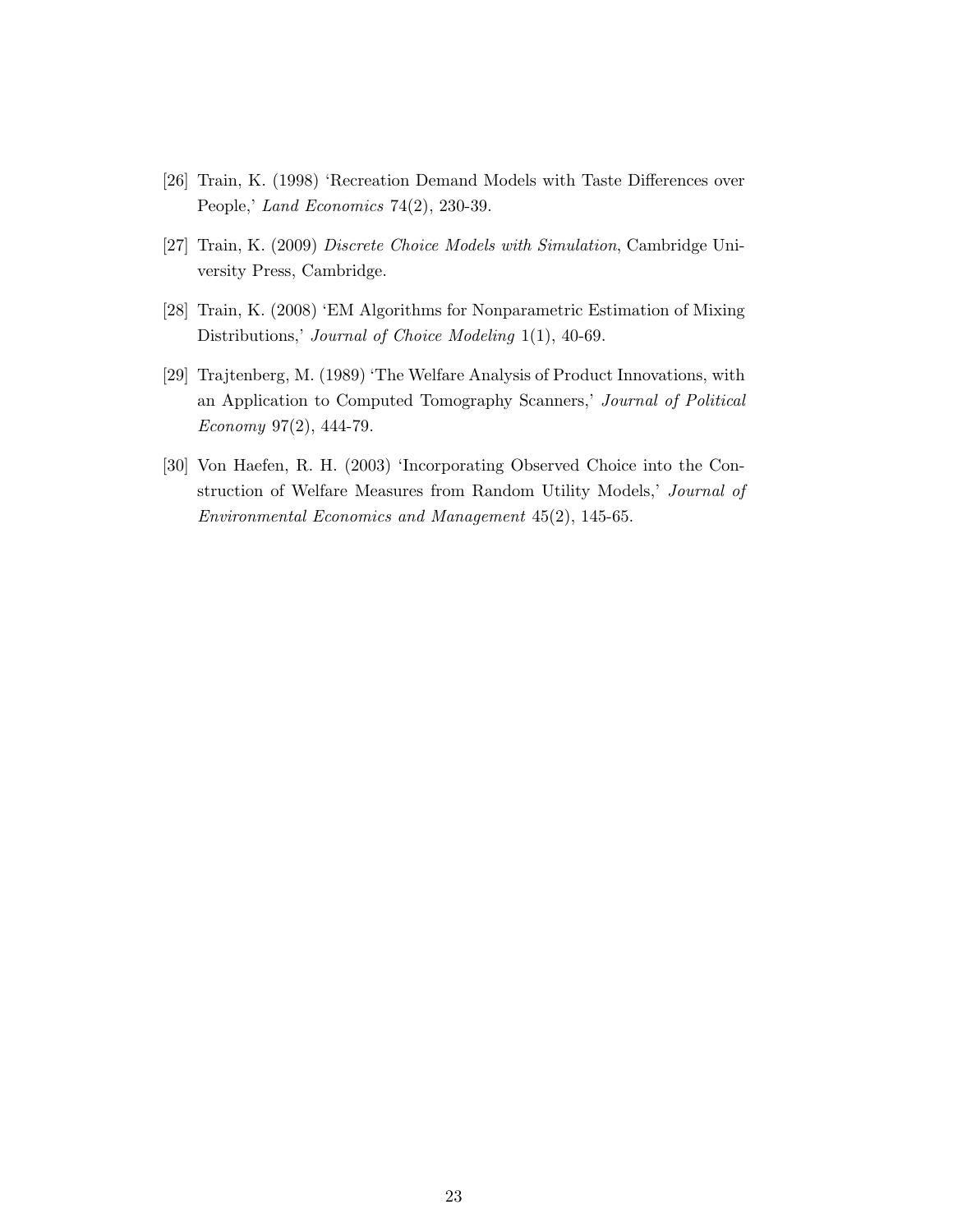[26] Train, K. (1998) 'Recreation Demand Models with Taste Differences over People,' *Land Economics* 74(2), 230-39.

[27] Train, K. (2009) *Discrete Choice Models with Simulation*, Cambridge University Press, Cambridge.

[28] Train, K. (2008) 'EM Algorithms for Nonparametric Estimation of Mixing Distributions,' *Journal of Choice Modeling* 1(1), 40-69.

[29] Trajtenberg, M. (1989) 'The Welfare Analysis of Product Innovations, with an Application to Computed Tomography Scanners,' *Journal of Political Economy* 97(2), 444-79.

[30] Von Haefen, R. H. (2003) 'Incorporating Observed Choice into the Construction of Welfare Measures from Random Utility Models,' *Journal of Environmental Economics and Management* 45(2), 145-65.